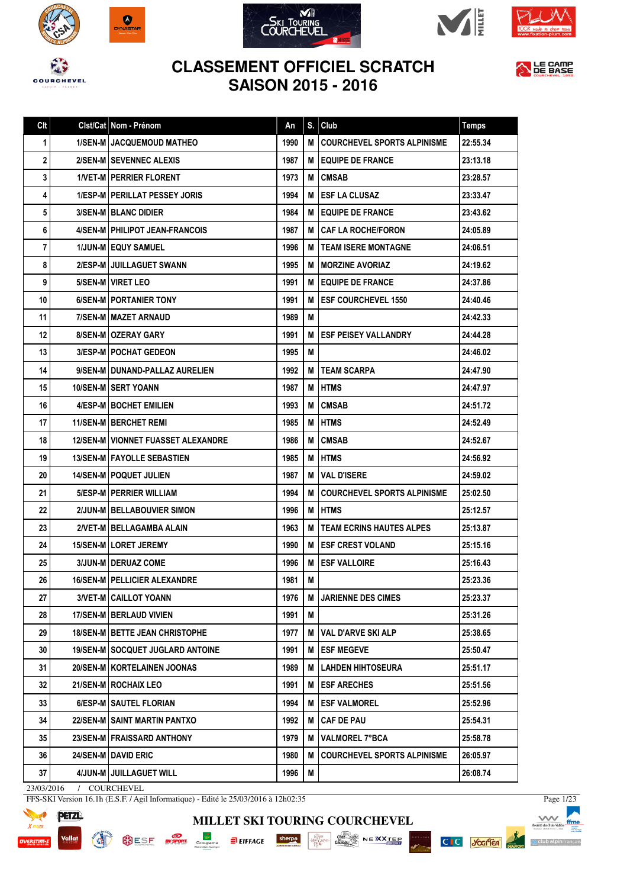# CLASSEMENT OFFICIEL SCRATCH
# SAISON 2015 - 2016

| Clt | Clst/Cat | Nom - Prénom | An | S. | Club | Temps |
|---|---|---|---|---|---|---|
| 1 | 1/SEN-M | JACQUEMOUD MATHEO | 1990 | M | COURCHEVEL SPORTS ALPINISME | 22:55.34 |
| 2 | 2/SEN-M | SEVENNEC ALEXIS | 1987 | M | EQUIPE DE FRANCE | 23:13.18 |
| 3 | 1/VET-M | PERRIER FLORENT | 1973 | M | CMSAB | 23:28.57 |
| 4 | 1/ESP-M | PERILLAT PESSEY JORIS | 1994 | M | ESF LA CLUSAZ | 23:33.47 |
| 5 | 3/SEN-M | BLANC DIDIER | 1984 | M | EQUIPE DE FRANCE | 23:43.62 |
| 6 | 4/SEN-M | PHILIPOT JEAN-FRANCOIS | 1987 | M | CAF LA ROCHE/FORON | 24:05.89 |
| 7 | 1/JUN-M | EQUY SAMUEL | 1996 | M | TEAM ISERE MONTAGNE | 24:06.51 |
| 8 | 2/ESP-M | JUILLAGUET SWANN | 1995 | M | MORZINE AVORIAZ | 24:19.62 |
| 9 | 5/SEN-M | VIRET LEO | 1991 | M | EQUIPE DE FRANCE | 24:37.86 |
| 10 | 6/SEN-M | PORTANIER TONY | 1991 | M | ESF COURCHEVEL 1550 | 24:40.46 |
| 11 | 7/SEN-M | MAZET ARNAUD | 1989 | M | | 24:42.33 |
| 12 | 8/SEN-M | OZERAY GARY | 1991 | M | ESF PEISEY VALLANDRY | 24:44.28 |
| 13 | 3/ESP-M | POCHAT GEDEON | 1995 | M | | 24:46.02 |
| 14 | 9/SEN-M | DUNAND-PALLAZ AURELIEN | 1992 | M | TEAM SCARPA | 24:47.90 |
| 15 | 10/SEN-M | SERT YOANN | 1987 | M | HTMS | 24:47.97 |
| 16 | 4/ESP-M | BOCHET EMILIEN | 1993 | M | CMSAB | 24:51.72 |
| 17 | 11/SEN-M | BERCHET REMI | 1985 | M | HTMS | 24:52.49 |
| 18 | 12/SEN-M | VIONNET FUASSET ALEXANDRE | 1986 | M | CMSAB | 24:52.67 |
| 19 | 13/SEN-M | FAYOLLE SEBASTIEN | 1985 | M | HTMS | 24:56.92 |
| 20 | 14/SEN-M | POQUET JULIEN | 1987 | M | VAL D'ISERE | 24:59.02 |
| 21 | 5/ESP-M | PERRIER WILLIAM | 1994 | M | COURCHEVEL SPORTS ALPINISME | 25:02.50 |
| 22 | 2/JUN-M | BELLABOUVIER SIMON | 1996 | M | HTMS | 25:12.57 |
| 23 | 2/VET-M | BELLAGAMBA ALAIN | 1963 | M | TEAM ECRINS HAUTES ALPES | 25:13.87 |
| 24 | 15/SEN-M | LORET JEREMY | 1990 | M | ESF CREST VOLAND | 25:15.16 |
| 25 | 3/JUN-M | DERUAZ COME | 1996 | M | ESF VALLOIRE | 25:16.43 |
| 26 | 16/SEN-M | PELLICIER ALEXANDRE | 1981 | M | | 25:23.36 |
| 27 | 3/VET-M | CAILLOT YOANN | 1976 | M | JARIENNE DES CIMES | 25:23.37 |
| 28 | 17/SEN-M | BERLAUD VIVIEN | 1991 | M | | 25:31.26 |
| 29 | 18/SEN-M | BETTE JEAN CHRISTOPHE | 1977 | M | VAL D'ARVE SKI ALP | 25:38.65 |
| 30 | 19/SEN-M | SOCQUET JUGLARD ANTOINE | 1991 | M | ESF MEGEVE | 25:50.47 |
| 31 | 20/SEN-M | KORTELAINEN JOONAS | 1989 | M | LAHDEN HIHTOSEURA | 25:51.17 |
| 32 | 21/SEN-M | ROCHAIX LEO | 1991 | M | ESF ARECHES | 25:51.56 |
| 33 | 6/ESP-M | SAUTEL FLORIAN | 1994 | M | ESF VALMOREL | 25:52.96 |
| 34 | 22/SEN-M | SAINT MARTIN PANTXO | 1992 | M | CAF DE PAU | 25:54.31 |
| 35 | 23/SEN-M | FRAISSARD ANTHONY | 1979 | M | VALMOREL 7°BCA | 25:58.78 |
| 36 | 24/SEN-M | DAVID ERIC | 1980 | M | COURCHEVEL SPORTS ALPINISME | 26:05.97 |
| 37 | 4/JUN-M | JUILLAGUET WILL | 1996 | M | | 26:08.74 |

23/03/2016 / COURCHEVEL

FFS-SKI Version 16.1h (E.S.F. / Agil Informatique) - Edité le 25/03/2016 à 12h02:35

MILLET SKI TOURING COURCHEVEL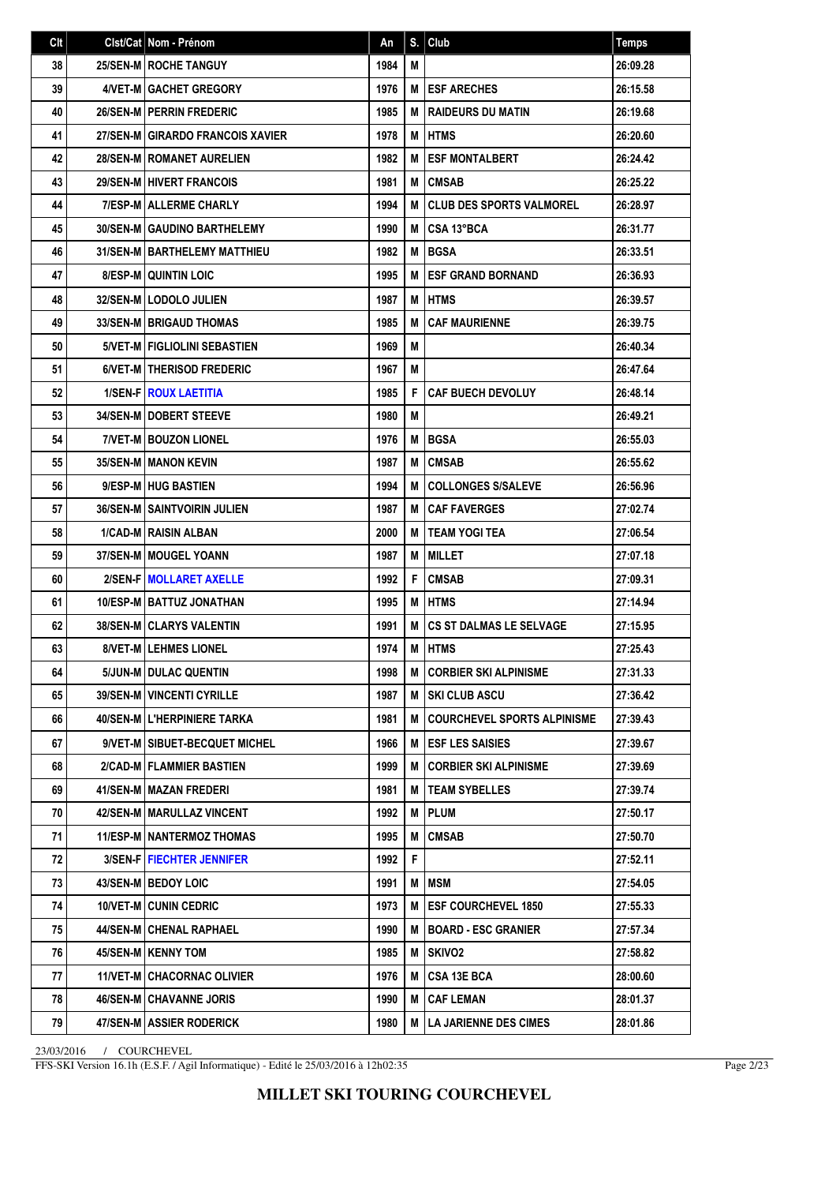| Clt | Clst/Cat | Nom - Prénom | An | S. | Club | Temps |
|---|---|---|---|---|---|---|
| 38 | 25/SEN-M | ROCHE TANGUY | 1984 | M | | 26:09.28 |
| 39 | 4/VET-M | GACHET GREGORY | 1976 | M | ESF ARECHES | 26:15.58 |
| 40 | 26/SEN-M | PERRIN FREDERIC | 1985 | M | RAIDEURS DU MATIN | 26:19.68 |
| 41 | 27/SEN-M | GIRARDO FRANCOIS XAVIER | 1978 | M | HTMS | 26:20.60 |
| 42 | 28/SEN-M | ROMANET AURELIEN | 1982 | M | ESF MONTALBERT | 26:24.42 |
| 43 | 29/SEN-M | HIVERT FRANCOIS | 1981 | M | CMSAB | 26:25.22 |
| 44 | 7/ESP-M | ALLERME CHARLY | 1994 | M | CLUB DES SPORTS VALMOREL | 26:28.97 |
| 45 | 30/SEN-M | GAUDINO BARTHELEMY | 1990 | M | CSA 13°BCA | 26:31.77 |
| 46 | 31/SEN-M | BARTHELEMY MATTHIEU | 1982 | M | BGSA | 26:33.51 |
| 47 | 8/ESP-M | QUINTIN LOIC | 1995 | M | ESF GRAND BORNAND | 26:36.93 |
| 48 | 32/SEN-M | LODOLO JULIEN | 1987 | M | HTMS | 26:39.57 |
| 49 | 33/SEN-M | BRIGAUD THOMAS | 1985 | M | CAF MAURIENNE | 26:39.75 |
| 50 | 5/VET-M | FIGLIOLINI SEBASTIEN | 1969 | M | | 26:40.34 |
| 51 | 6/VET-M | THERISOD FREDERIC | 1967 | M | | 26:47.64 |
| 52 | 1/SEN-F | ROUX LAETITIA | 1985 | F | CAF BUECH DEVOLUY | 26:48.14 |
| 53 | 34/SEN-M | DOBERT STEEVE | 1980 | M | | 26:49.21 |
| 54 | 7/VET-M | BOUZON LIONEL | 1976 | M | BGSA | 26:55.03 |
| 55 | 35/SEN-M | MANON KEVIN | 1987 | M | CMSAB | 26:55.62 |
| 56 | 9/ESP-M | HUG BASTIEN | 1994 | M | COLLONGES S/SALEVE | 26:56.96 |
| 57 | 36/SEN-M | SAINTVOIRIN JULIEN | 1987 | M | CAF FAVERGES | 27:02.74 |
| 58 | 1/CAD-M | RAISIN ALBAN | 2000 | M | TEAM YOGI TEA | 27:06.54 |
| 59 | 37/SEN-M | MOUGEL YOANN | 1987 | M | MILLET | 27:07.18 |
| 60 | 2/SEN-F | MOLLARET AXELLE | 1992 | F | CMSAB | 27:09.31 |
| 61 | 10/ESP-M | BATTUZ JONATHAN | 1995 | M | HTMS | 27:14.94 |
| 62 | 38/SEN-M | CLARYS VALENTIN | 1991 | M | CS ST DALMAS LE SELVAGE | 27:15.95 |
| 63 | 8/VET-M | LEHMES LIONEL | 1974 | M | HTMS | 27:25.43 |
| 64 | 5/JUN-M | DULAC QUENTIN | 1998 | M | CORBIER SKI ALPINISME | 27:31.33 |
| 65 | 39/SEN-M | VINCENTI CYRILLE | 1987 | M | SKI CLUB ASCU | 27:36.42 |
| 66 | 40/SEN-M | L'HERPINIERE TARKA | 1981 | M | COURCHEVEL SPORTS ALPINISME | 27:39.43 |
| 67 | 9/VET-M | SIBUET-BECQUET MICHEL | 1966 | M | ESF LES SAISIES | 27:39.67 |
| 68 | 2/CAD-M | FLAMMIER BASTIEN | 1999 | M | CORBIER SKI ALPINISME | 27:39.69 |
| 69 | 41/SEN-M | MAZAN FREDERI | 1981 | M | TEAM SYBELLES | 27:39.74 |
| 70 | 42/SEN-M | MARULLAZ VINCENT | 1992 | M | PLUM | 27:50.17 |
| 71 | 11/ESP-M | NANTERMOZ THOMAS | 1995 | M | CMSAB | 27:50.70 |
| 72 | 3/SEN-F | FIECHTER JENNIFER | 1992 | F | | 27:52.11 |
| 73 | 43/SEN-M | BEDOY LOIC | 1991 | M | MSM | 27:54.05 |
| 74 | 10/VET-M | CUNIN CEDRIC | 1973 | M | ESF COURCHEVEL 1850 | 27:55.33 |
| 75 | 44/SEN-M | CHENAL RAPHAEL | 1990 | M | BOARD - ESC GRANIER | 27:57.34 |
| 76 | 45/SEN-M | KENNY TOM | 1985 | M | SKIVO2 | 27:58.82 |
| 77 | 11/VET-M | CHACORNAC OLIVIER | 1976 | M | CSA 13E BCA | 28:00.60 |
| 78 | 46/SEN-M | CHAVANNE JORIS | 1990 | M | CAF LEMAN | 28:01.37 |
| 79 | 47/SEN-M | ASSIER RODERICK | 1980 | M | LA JARIENNE DES CIMES | 28:01.86 |

23/03/2016 / COURCHEVEL

FFS-SKI Version 16.1h (E.S.F. / Agil Informatique) - Edité le 25/03/2016 à 12h02:35

**MILLET SKI TOURING COURCHEVEL**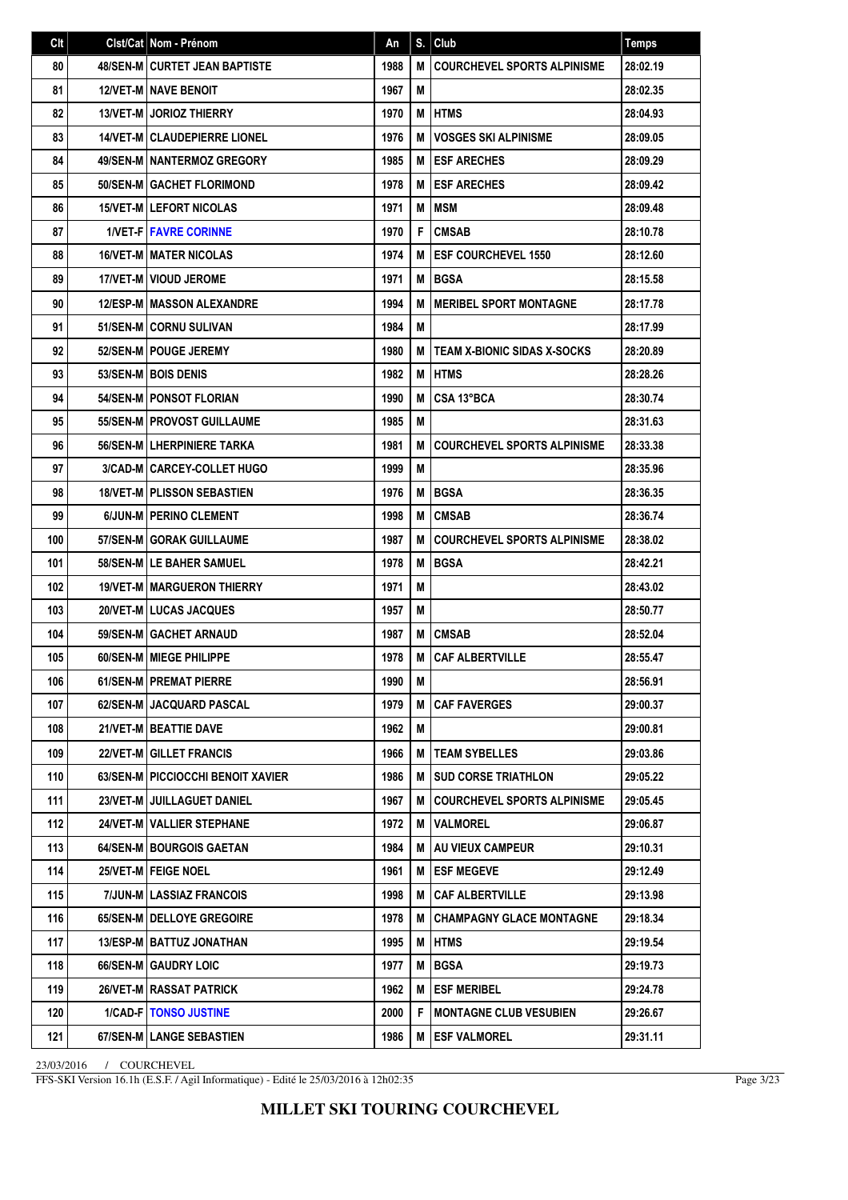| Clt | Clst/Cat | Nom - Prénom | An | S. | Club | Temps |
|---|---|---|---|---|---|---|
| 80 | 48/SEN-M | CURTET JEAN BAPTISTE | 1988 | M | COURCHEVEL SPORTS ALPINISME | 28:02.19 |
| 81 | 12/VET-M | NAVE BENOIT | 1967 | M |  | 28:02.35 |
| 82 | 13/VET-M | JORIOZ THIERRY | 1970 | M | HTMS | 28:04.93 |
| 83 | 14/VET-M | CLAUDEPIERRE LIONEL | 1976 | M | VOSGES SKI ALPINISME | 28:09.05 |
| 84 | 49/SEN-M | NANTERMOZ GREGORY | 1985 | M | ESF ARECHES | 28:09.29 |
| 85 | 50/SEN-M | GACHET FLORIMOND | 1978 | M | ESF ARECHES | 28:09.42 |
| 86 | 15/VET-M | LEFORT NICOLAS | 1971 | M | MSM | 28:09.48 |
| 87 | 1/VET-F | FAVRE CORINNE | 1970 | F | CMSAB | 28:10.78 |
| 88 | 16/VET-M | MATER NICOLAS | 1974 | M | ESF COURCHEVEL 1550 | 28:12.60 |
| 89 | 17/VET-M | VIOUD JEROME | 1971 | M | BGSA | 28:15.58 |
| 90 | 12/ESP-M | MASSON ALEXANDRE | 1994 | M | MERIBEL SPORT MONTAGNE | 28:17.78 |
| 91 | 51/SEN-M | CORNU SULIVAN | 1984 | M |  | 28:17.99 |
| 92 | 52/SEN-M | POUGE JEREMY | 1980 | M | TEAM X-BIONIC SIDAS X-SOCKS | 28:20.89 |
| 93 | 53/SEN-M | BOIS DENIS | 1982 | M | HTMS | 28:28.26 |
| 94 | 54/SEN-M | PONSOT FLORIAN | 1990 | M | CSA 13°BCA | 28:30.74 |
| 95 | 55/SEN-M | PROVOST GUILLAUME | 1985 | M |  | 28:31.63 |
| 96 | 56/SEN-M | LHERPINIERE TARKA | 1981 | M | COURCHEVEL SPORTS ALPINISME | 28:33.38 |
| 97 | 3/CAD-M | CARCEY-COLLET HUGO | 1999 | M |  | 28:35.96 |
| 98 | 18/VET-M | PLISSON SEBASTIEN | 1976 | M | BGSA | 28:36.35 |
| 99 | 6/JUN-M | PERINO CLEMENT | 1998 | M | CMSAB | 28:36.74 |
| 100 | 57/SEN-M | GORAK GUILLAUME | 1987 | M | COURCHEVEL SPORTS ALPINISME | 28:38.02 |
| 101 | 58/SEN-M | LE BAHER SAMUEL | 1978 | M | BGSA | 28:42.21 |
| 102 | 19/VET-M | MARGUERON THIERRY | 1971 | M |  | 28:43.02 |
| 103 | 20/VET-M | LUCAS JACQUES | 1957 | M |  | 28:50.77 |
| 104 | 59/SEN-M | GACHET ARNAUD | 1987 | M | CMSAB | 28:52.04 |
| 105 | 60/SEN-M | MIEGE PHILIPPE | 1978 | M | CAF ALBERTVILLE | 28:55.47 |
| 106 | 61/SEN-M | PREMAT PIERRE | 1990 | M |  | 28:56.91 |
| 107 | 62/SEN-M | JACQUARD PASCAL | 1979 | M | CAF FAVERGES | 29:00.37 |
| 108 | 21/VET-M | BEATTIE DAVE | 1962 | M |  | 29:00.81 |
| 109 | 22/VET-M | GILLET FRANCIS | 1966 | M | TEAM SYBELLES | 29:03.86 |
| 110 | 63/SEN-M | PICCIOCCHI BENOIT XAVIER | 1986 | M | SUD CORSE TRIATHLON | 29:05.22 |
| 111 | 23/VET-M | JUILLAGUET DANIEL | 1967 | M | COURCHEVEL SPORTS ALPINISME | 29:05.45 |
| 112 | 24/VET-M | VALLIER STEPHANE | 1972 | M | VALMOREL | 29:06.87 |
| 113 | 64/SEN-M | BOURGOIS GAETAN | 1984 | M | AU VIEUX CAMPEUR | 29:10.31 |
| 114 | 25/VET-M | FEIGE NOEL | 1961 | M | ESF MEGEVE | 29:12.49 |
| 115 | 7/JUN-M | LASSIAZ FRANCOIS | 1998 | M | CAF ALBERTVILLE | 29:13.98 |
| 116 | 65/SEN-M | DELLOYE GREGOIRE | 1978 | M | CHAMPAGNY GLACE MONTAGNE | 29:18.34 |
| 117 | 13/ESP-M | BATTUZ JONATHAN | 1995 | M | HTMS | 29:19.54 |
| 118 | 66/SEN-M | GAUDRY LOIC | 1977 | M | BGSA | 29:19.73 |
| 119 | 26/VET-M | RASSAT PATRICK | 1962 | M | ESF MERIBEL | 29:24.78 |
| 120 | 1/CAD-F | TONSO JUSTINE | 2000 | F | MONTAGNE CLUB VESUBIEN | 29:26.67 |
| 121 | 67/SEN-M | LANGE SEBASTIEN | 1986 | M | ESF VALMOREL | 29:31.11 |

23/03/2016 / COURCHEVEL

FFS-SKI Version 16.1h (E.S.F. / Agil Informatique) - Edité le 25/03/2016 à 12h02:35

**MILLET SKI TOURING COURCHEVEL**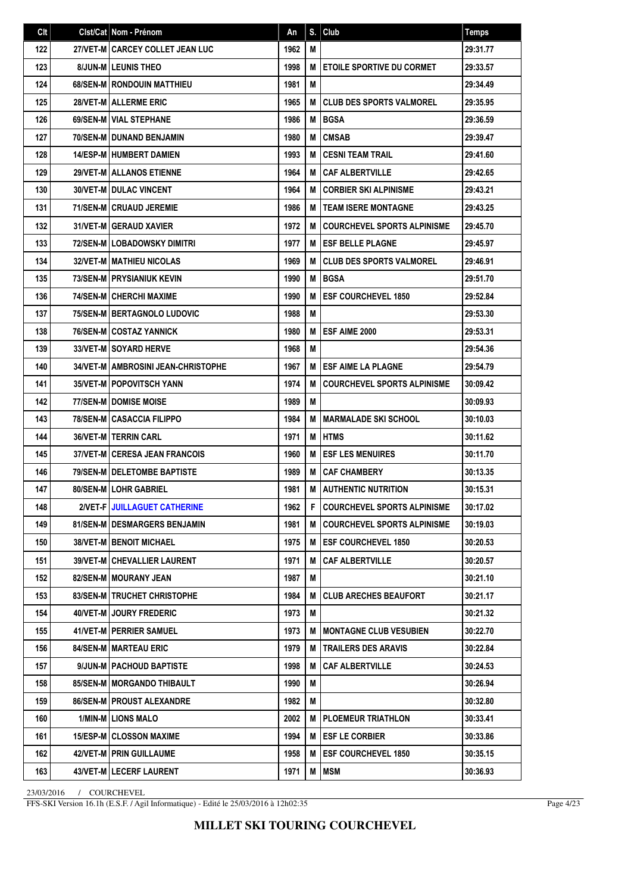| Clt | Clst/Cat | Nom - Prénom | An | S. | Club | Temps |
|---|---|---|---|---|---|---|
| 122 | 27/VET-M | CARCEY COLLET JEAN LUC | 1962 | M | | 29:31.77 |
| 123 | 8/JUN-M | LEUNIS THEO | 1998 | M | ETOILE SPORTIVE DU CORMET | 29:33.57 |
| 124 | 68/SEN-M | RONDOUIN MATTHIEU | 1981 | M | | 29:34.49 |
| 125 | 28/VET-M | ALLERME ERIC | 1965 | M | CLUB DES SPORTS VALMOREL | 29:35.95 |
| 126 | 69/SEN-M | VIAL STEPHANE | 1986 | M | BGSA | 29:36.59 |
| 127 | 70/SEN-M | DUNAND BENJAMIN | 1980 | M | CMSAB | 29:39.47 |
| 128 | 14/ESP-M | HUMBERT DAMIEN | 1993 | M | CESNI TEAM TRAIL | 29:41.60 |
| 129 | 29/VET-M | ALLANOS ETIENNE | 1964 | M | CAF ALBERTVILLE | 29:42.65 |
| 130 | 30/VET-M | DULAC VINCENT | 1964 | M | CORBIER SKI ALPINISME | 29:43.21 |
| 131 | 71/SEN-M | CRUAUD JEREMIE | 1986 | M | TEAM ISERE MONTAGNE | 29:43.25 |
| 132 | 31/VET-M | GERAUD XAVIER | 1972 | M | COURCHEVEL SPORTS ALPINISME | 29:45.70 |
| 133 | 72/SEN-M | LOBADOWSKY DIMITRI | 1977 | M | ESF BELLE PLAGNE | 29:45.97 |
| 134 | 32/VET-M | MATHIEU NICOLAS | 1969 | M | CLUB DES SPORTS VALMOREL | 29:46.91 |
| 135 | 73/SEN-M | PRYSIANIUK KEVIN | 1990 | M | BGSA | 29:51.70 |
| 136 | 74/SEN-M | CHERCHI MAXIME | 1990 | M | ESF COURCHEVEL 1850 | 29:52.84 |
| 137 | 75/SEN-M | BERTAGNOLO LUDOVIC | 1988 | M | | 29:53.30 |
| 138 | 76/SEN-M | COSTAZ YANNICK | 1980 | M | ESF AIME 2000 | 29:53.31 |
| 139 | 33/VET-M | SOYARD HERVE | 1968 | M | | 29:54.36 |
| 140 | 34/VET-M | AMBROSINI JEAN-CHRISTOPHE | 1967 | M | ESF AIME LA PLAGNE | 29:54.79 |
| 141 | 35/VET-M | POPOVITSCH YANN | 1974 | M | COURCHEVEL SPORTS ALPINISME | 30:09.42 |
| 142 | 77/SEN-M | DOMISE MOISE | 1989 | M | | 30:09.93 |
| 143 | 78/SEN-M | CASACCIA FILIPPO | 1984 | M | MARMALADE SKI SCHOOL | 30:10.03 |
| 144 | 36/VET-M | TERRIN CARL | 1971 | M | HTMS | 30:11.62 |
| 145 | 37/VET-M | CERESA JEAN FRANCOIS | 1960 | M | ESF LES MENUIRES | 30:11.70 |
| 146 | 79/SEN-M | DELETOMBE BAPTISTE | 1989 | M | CAF CHAMBERY | 30:13.35 |
| 147 | 80/SEN-M | LOHR GABRIEL | 1981 | M | AUTHENTIC NUTRITION | 30:15.31 |
| 148 | 2/VET-F | JUILLAGUET CATHERINE | 1962 | F | COURCHEVEL SPORTS ALPINISME | 30:17.02 |
| 149 | 81/SEN-M | DESMARGERS BENJAMIN | 1981 | M | COURCHEVEL SPORTS ALPINISME | 30:19.03 |
| 150 | 38/VET-M | BENOIT MICHAEL | 1975 | M | ESF COURCHEVEL 1850 | 30:20.53 |
| 151 | 39/VET-M | CHEVALLIER LAURENT | 1971 | M | CAF ALBERTVILLE | 30:20.57 |
| 152 | 82/SEN-M | MOURANY JEAN | 1987 | M | | 30:21.10 |
| 153 | 83/SEN-M | TRUCHET CHRISTOPHE | 1984 | M | CLUB ARECHES BEAUFORT | 30:21.17 |
| 154 | 40/VET-M | JOURY FREDERIC | 1973 | M | | 30:21.32 |
| 155 | 41/VET-M | PERRIER SAMUEL | 1973 | M | MONTAGNE CLUB VESUBIEN | 30:22.70 |
| 156 | 84/SEN-M | MARTEAU ERIC | 1979 | M | TRAILERS DES ARAVIS | 30:22.84 |
| 157 | 9/JUN-M | PACHOUD BAPTISTE | 1998 | M | CAF ALBERTVILLE | 30:24.53 |
| 158 | 85/SEN-M | MORGANDO THIBAULT | 1990 | M | | 30:26.94 |
| 159 | 86/SEN-M | PROUST ALEXANDRE | 1982 | M | | 30:32.80 |
| 160 | 1/MIN-M | LIONS MALO | 2002 | M | PLOEMEUR TRIATHLON | 30:33.41 |
| 161 | 15/ESP-M | CLOSSON MAXIME | 1994 | M | ESF LE CORBIER | 30:33.86 |
| 162 | 42/VET-M | PRIN GUILLAUME | 1958 | M | ESF COURCHEVEL 1850 | 30:35.15 |
| 163 | 43/VET-M | LECERF LAURENT | 1971 | M | MSM | 30:36.93 |

23/03/2016 / COURCHEVEL

FFS-SKI Version 16.1h (E.S.F. / Agil Informatique) - Edité le 25/03/2016 à 12h02:35

**MILLET SKI TOURING COURCHEVEL**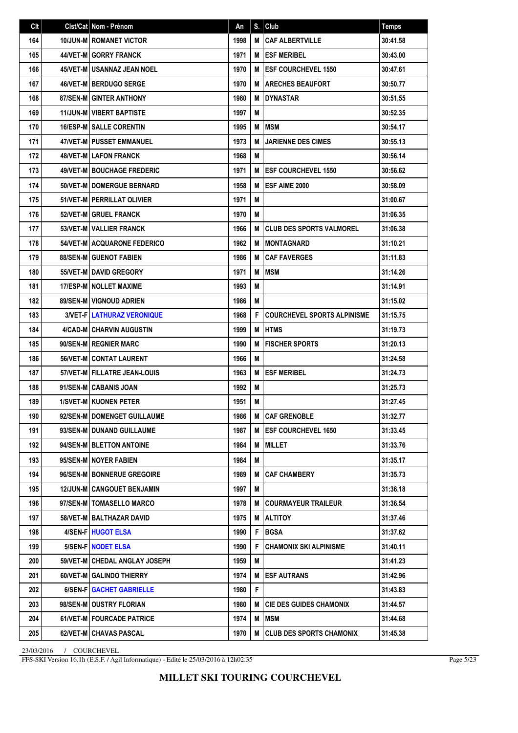| Clt | Clst/Cat | Nom - Prénom | An | S. | Club | Temps |
|---|---|---|---|---|---|---|
| 164 | 10/JUN-M | ROMANET VICTOR | 1998 | M | CAF ALBERTVILLE | 30:41.58 |
| 165 | 44/VET-M | GORRY FRANCK | 1971 | M | ESF MERIBEL | 30:43.00 |
| 166 | 45/VET-M | USANNAZ JEAN NOEL | 1970 | M | ESF COURCHEVEL 1550 | 30:47.61 |
| 167 | 46/VET-M | BERDUGO SERGE | 1970 | M | ARECHES BEAUFORT | 30:50.77 |
| 168 | 87/SEN-M | GINTER ANTHONY | 1980 | M | DYNASTAR | 30:51.55 |
| 169 | 11/JUN-M | VIBERT BAPTISTE | 1997 | M | | 30:52.35 |
| 170 | 16/ESP-M | SALLE CORENTIN | 1995 | M | MSM | 30:54.17 |
| 171 | 47/VET-M | PUSSET EMMANUEL | 1973 | M | JARIENNE DES CIMES | 30:55.13 |
| 172 | 48/VET-M | LAFON FRANCK | 1968 | M | | 30:56.14 |
| 173 | 49/VET-M | BOUCHAGE FREDERIC | 1971 | M | ESF COURCHEVEL 1550 | 30:56.62 |
| 174 | 50/VET-M | DOMERGUE BERNARD | 1958 | M | ESF AIME 2000 | 30:58.09 |
| 175 | 51/VET-M | PERRILLAT OLIVIER | 1971 | M | | 31:00.67 |
| 176 | 52/VET-M | GRUEL FRANCK | 1970 | M | | 31:06.35 |
| 177 | 53/VET-M | VALLIER FRANCK | 1966 | M | CLUB DES SPORTS VALMOREL | 31:06.38 |
| 178 | 54/VET-M | ACQUARONE FEDERICO | 1962 | M | MONTAGNARD | 31:10.21 |
| 179 | 88/SEN-M | GUENOT FABIEN | 1986 | M | CAF FAVERGES | 31:11.83 |
| 180 | 55/VET-M | DAVID GREGORY | 1971 | M | MSM | 31:14.26 |
| 181 | 17/ESP-M | NOLLET MAXIME | 1993 | M | | 31:14.91 |
| 182 | 89/SEN-M | VIGNOUD ADRIEN | 1986 | M | | 31:15.02 |
| 183 | 3/VET-F | LATHURAZ VERONIQUE | 1968 | F | COURCHEVEL SPORTS ALPINISME | 31:15.75 |
| 184 | 4/CAD-M | CHARVIN AUGUSTIN | 1999 | M | HTMS | 31:19.73 |
| 185 | 90/SEN-M | REGNIER MARC | 1990 | M | FISCHER SPORTS | 31:20.13 |
| 186 | 56/VET-M | CONTAT LAURENT | 1966 | M | | 31:24.58 |
| 187 | 57/VET-M | FILLATRE JEAN-LOUIS | 1963 | M | ESF MERIBEL | 31:24.73 |
| 188 | 91/SEN-M | CABANIS JOAN | 1992 | M | | 31:25.73 |
| 189 | 1/SVET-M | KUONEN PETER | 1951 | M | | 31:27.45 |
| 190 | 92/SEN-M | DOMENGET GUILLAUME | 1986 | M | CAF GRENOBLE | 31:32.77 |
| 191 | 93/SEN-M | DUNAND GUILLAUME | 1987 | M | ESF COURCHEVEL 1650 | 31:33.45 |
| 192 | 94/SEN-M | BLETTON ANTOINE | 1984 | M | MILLET | 31:33.76 |
| 193 | 95/SEN-M | NOYER FABIEN | 1984 | M | | 31:35.17 |
| 194 | 96/SEN-M | BONNERUE GREGOIRE | 1989 | M | CAF CHAMBERY | 31:35.73 |
| 195 | 12/JUN-M | CANGOUET BENJAMIN | 1997 | M | | 31:36.18 |
| 196 | 97/SEN-M | TOMASELLO MARCO | 1978 | M | COURMAYEUR TRAILEUR | 31:36.54 |
| 197 | 58/VET-M | BALTHAZAR DAVID | 1975 | M | ALTITOY | 31:37.46 |
| 198 | 4/SEN-F | HUGOT ELSA | 1990 | F | BGSA | 31:37.62 |
| 199 | 5/SEN-F | NODET ELSA | 1990 | F | CHAMONIX SKI ALPINISME | 31:40.11 |
| 200 | 59/VET-M | CHEDAL ANGLAY JOSEPH | 1959 | M | | 31:41.23 |
| 201 | 60/VET-M | GALINDO THIERRY | 1974 | M | ESF AUTRANS | 31:42.96 |
| 202 | 6/SEN-F | GACHET GABRIELLE | 1980 | F | | 31:43.83 |
| 203 | 98/SEN-M | OUSTRY FLORIAN | 1980 | M | CIE DES GUIDES CHAMONIX | 31:44.57 |
| 204 | 61/VET-M | FOURCADE PATRICE | 1974 | M | MSM | 31:44.68 |
| 205 | 62/VET-M | CHAVAS PASCAL | 1970 | M | CLUB DES SPORTS CHAMONIX | 31:45.38 |

23/03/2016 / COURCHEVEL

FFS-SKI Version 16.1h (E.S.F. / Agil Informatique) - Edité le 25/03/2016 à 12h02:35

**MILLET SKI TOURING COURCHEVEL**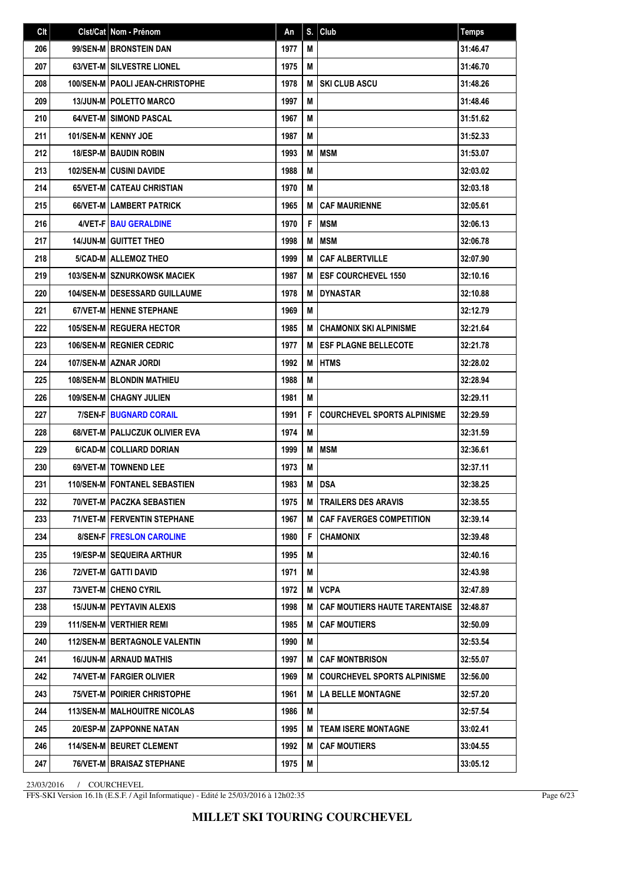| Clt | Clst/Cat | Nom - Prénom | An | S. | Club | Temps |
|---|---|---|---|---|---|---|
| 206 | 99/SEN-M | BRONSTEIN DAN | 1977 | M | | 31:46.47 |
| 207 | 63/VET-M | SILVESTRE LIONEL | 1975 | M | | 31:46.70 |
| 208 | 100/SEN-M | PAOLI JEAN-CHRISTOPHE | 1978 | M | SKI CLUB ASCU | 31:48.26 |
| 209 | 13/JUN-M | POLETTO MARCO | 1997 | M | | 31:48.46 |
| 210 | 64/VET-M | SIMOND PASCAL | 1967 | M | | 31:51.62 |
| 211 | 101/SEN-M | KENNY JOE | 1987 | M | | 31:52.33 |
| 212 | 18/ESP-M | BAUDIN ROBIN | 1993 | M | MSM | 31:53.07 |
| 213 | 102/SEN-M | CUSINI DAVIDE | 1988 | M | | 32:03.02 |
| 214 | 65/VET-M | CATEAU CHRISTIAN | 1970 | M | | 32:03.18 |
| 215 | 66/VET-M | LAMBERT PATRICK | 1965 | M | CAF MAURIENNE | 32:05.61 |
| 216 | 4/VET-F | BAU GERALDINE | 1970 | F | MSM | 32:06.13 |
| 217 | 14/JUN-M | GUITTET THEO | 1998 | M | MSM | 32:06.78 |
| 218 | 5/CAD-M | ALLEMOZ THEO | 1999 | M | CAF ALBERTVILLE | 32:07.90 |
| 219 | 103/SEN-M | SZNURKOWSK MACIEK | 1987 | M | ESF COURCHEVEL 1550 | 32:10.16 |
| 220 | 104/SEN-M | DESESSARD GUILLAUME | 1978 | M | DYNASTAR | 32:10.88 |
| 221 | 67/VET-M | HENNE STEPHANE | 1969 | M | | 32:12.79 |
| 222 | 105/SEN-M | REGUERA HECTOR | 1985 | M | CHAMONIX SKI ALPINISME | 32:21.64 |
| 223 | 106/SEN-M | REGNIER CEDRIC | 1977 | M | ESF PLAGNE BELLECOTE | 32:21.78 |
| 224 | 107/SEN-M | AZNAR JORDI | 1992 | M | HTMS | 32:28.02 |
| 225 | 108/SEN-M | BLONDIN MATHIEU | 1988 | M | | 32:28.94 |
| 226 | 109/SEN-M | CHAGNY JULIEN | 1981 | M | | 32:29.11 |
| 227 | 7/SEN-F | BUGNARD CORAIL | 1991 | F | COURCHEVEL SPORTS ALPINISME | 32:29.59 |
| 228 | 68/VET-M | PALIJCZUK OLIVIER EVA | 1974 | M | | 32:31.59 |
| 229 | 6/CAD-M | COLLIARD DORIAN | 1999 | M | MSM | 32:36.61 |
| 230 | 69/VET-M | TOWNEND LEE | 1973 | M | | 32:37.11 |
| 231 | 110/SEN-M | FONTANEL SEBASTIEN | 1983 | M | DSA | 32:38.25 |
| 232 | 70/VET-M | PACZKA SEBASTIEN | 1975 | M | TRAILERS DES ARAVIS | 32:38.55 |
| 233 | 71/VET-M | FERVENTIN STEPHANE | 1967 | M | CAF FAVERGES COMPETITION | 32:39.14 |
| 234 | 8/SEN-F | FRESLON CAROLINE | 1980 | F | CHAMONIX | 32:39.48 |
| 235 | 19/ESP-M | SEQUEIRA ARTHUR | 1995 | M | | 32:40.16 |
| 236 | 72/VET-M | GATTI DAVID | 1971 | M | | 32:43.98 |
| 237 | 73/VET-M | CHENO CYRIL | 1972 | M | VCPA | 32:47.89 |
| 238 | 15/JUN-M | PEYTAVIN ALEXIS | 1998 | M | CAF MOUTIERS HAUTE TARENTAISE | 32:48.87 |
| 239 | 111/SEN-M | VERTHIER REMI | 1985 | M | CAF MOUTIERS | 32:50.09 |
| 240 | 112/SEN-M | BERTAGNOLE VALENTIN | 1990 | M | | 32:53.54 |
| 241 | 16/JUN-M | ARNAUD MATHIS | 1997 | M | CAF MONTBRISON | 32:55.07 |
| 242 | 74/VET-M | FARGIER OLIVIER | 1969 | M | COURCHEVEL SPORTS ALPINISME | 32:56.00 |
| 243 | 75/VET-M | POIRIER CHRISTOPHE | 1961 | M | LA BELLE MONTAGNE | 32:57.20 |
| 244 | 113/SEN-M | MALHOUITRE NICOLAS | 1986 | M | | 32:57.54 |
| 245 | 20/ESP-M | ZAPPONNE NATAN | 1995 | M | TEAM ISERE MONTAGNE | 33:02.41 |
| 246 | 114/SEN-M | BEURET CLEMENT | 1992 | M | CAF MOUTIERS | 33:04.55 |
| 247 | 76/VET-M | BRAISAZ STEPHANE | 1975 | M | | 33:05.12 |

23/03/2016 / COURCHEVEL

FFS-SKI Version 16.1h (E.S.F. / Agil Informatique) - Edité le 25/03/2016 à 12h02:35

**MILLET SKI TOURING COURCHEVEL**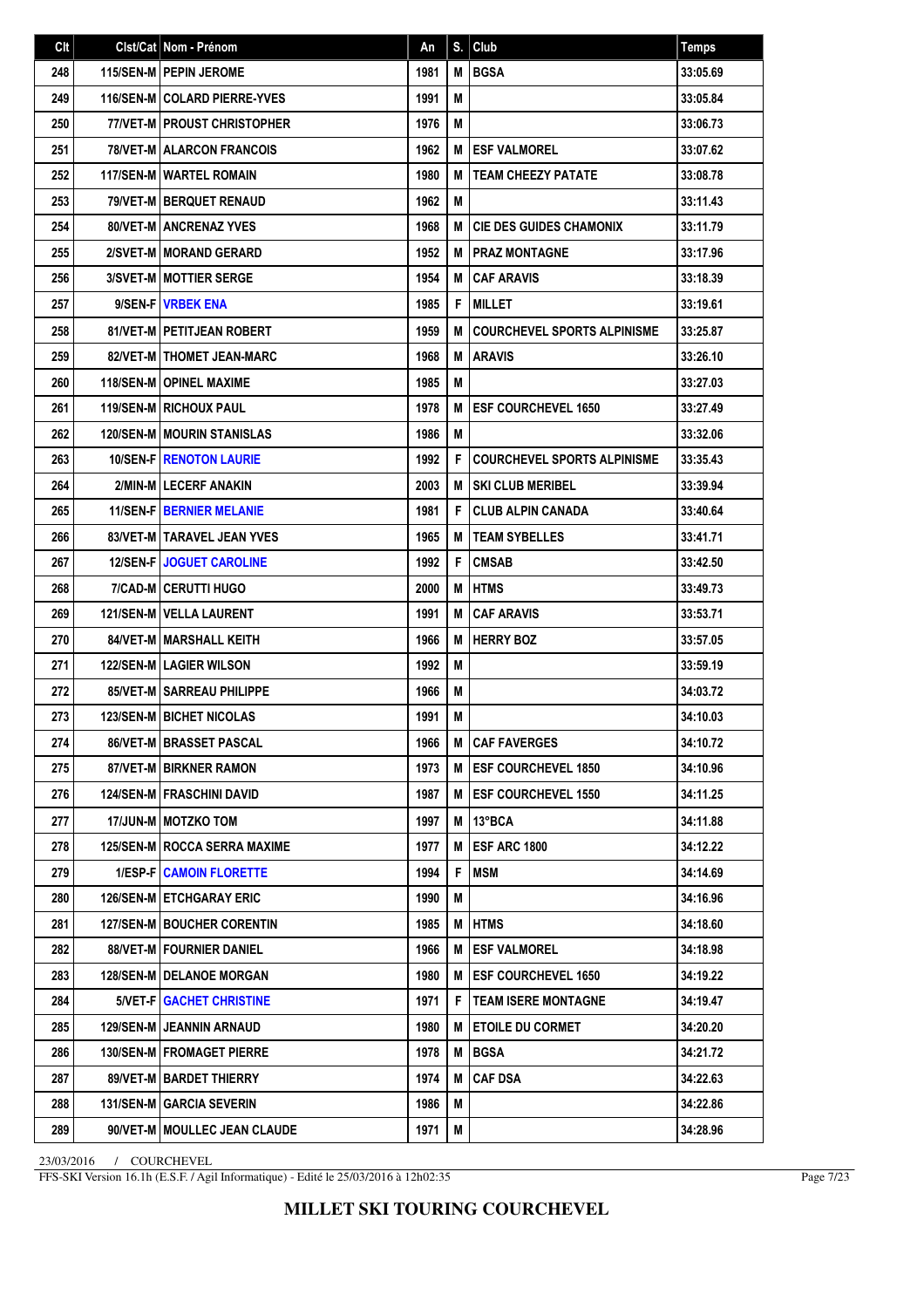| Clt | Clst/Cat | Nom - Prénom | An | S. | Club | Temps |
|---|---|---|---|---|---|---|
| 248 | 115/SEN-M | PEPIN JEROME | 1981 | M | BGSA | 33:05.69 |
| 249 | 116/SEN-M | COLARD PIERRE-YVES | 1991 | M | | 33:05.84 |
| 250 | 77/VET-M | PROUST CHRISTOPHER | 1976 | M | | 33:06.73 |
| 251 | 78/VET-M | ALARCON FRANCOIS | 1962 | M | ESF VALMOREL | 33:07.62 |
| 252 | 117/SEN-M | WARTEL ROMAIN | 1980 | M | TEAM CHEEZY PATATE | 33:08.78 |
| 253 | 79/VET-M | BERQUET RENAUD | 1962 | M | | 33:11.43 |
| 254 | 80/VET-M | ANCRENAZ YVES | 1968 | M | CIE DES GUIDES CHAMONIX | 33:11.79 |
| 255 | 2/SVET-M | MORAND GERARD | 1952 | M | PRAZ MONTAGNE | 33:17.96 |
| 256 | 3/SVET-M | MOTTIER SERGE | 1954 | M | CAF ARAVIS | 33:18.39 |
| 257 | 9/SEN-F | VRBEK ENA | 1985 | F | MILLET | 33:19.61 |
| 258 | 81/VET-M | PETITJEAN ROBERT | 1959 | M | COURCHEVEL SPORTS ALPINISME | 33:25.87 |
| 259 | 82/VET-M | THOMET JEAN-MARC | 1968 | M | ARAVIS | 33:26.10 |
| 260 | 118/SEN-M | OPINEL MAXIME | 1985 | M | | 33:27.03 |
| 261 | 119/SEN-M | RICHOUX PAUL | 1978 | M | ESF COURCHEVEL 1650 | 33:27.49 |
| 262 | 120/SEN-M | MOURIN STANISLAS | 1986 | M | | 33:32.06 |
| 263 | 10/SEN-F | RENOTON LAURIE | 1992 | F | COURCHEVEL SPORTS ALPINISME | 33:35.43 |
| 264 | 2/MIN-M | LECERF ANAKIN | 2003 | M | SKI CLUB MERIBEL | 33:39.94 |
| 265 | 11/SEN-F | BERNIER MELANIE | 1981 | F | CLUB ALPIN CANADA | 33:40.64 |
| 266 | 83/VET-M | TARAVEL JEAN YVES | 1965 | M | TEAM SYBELLES | 33:41.71 |
| 267 | 12/SEN-F | JOGUET CAROLINE | 1992 | F | CMSAB | 33:42.50 |
| 268 | 7/CAD-M | CERUTTI HUGO | 2000 | M | HTMS | 33:49.73 |
| 269 | 121/SEN-M | VELLA LAURENT | 1991 | M | CAF ARAVIS | 33:53.71 |
| 270 | 84/VET-M | MARSHALL KEITH | 1966 | M | HERRY BOZ | 33:57.05 |
| 271 | 122/SEN-M | LAGIER WILSON | 1992 | M | | 33:59.19 |
| 272 | 85/VET-M | SARREAU PHILIPPE | 1966 | M | | 34:03.72 |
| 273 | 123/SEN-M | BICHET NICOLAS | 1991 | M | | 34:10.03 |
| 274 | 86/VET-M | BRASSET PASCAL | 1966 | M | CAF FAVERGES | 34:10.72 |
| 275 | 87/VET-M | BIRKNER RAMON | 1973 | M | ESF COURCHEVEL 1850 | 34:10.96 |
| 276 | 124/SEN-M | FRASCHINI DAVID | 1987 | M | ESF COURCHEVEL 1550 | 34:11.25 |
| 277 | 17/JUN-M | MOTZKO TOM | 1997 | M | 13°BCA | 34:11.88 |
| 278 | 125/SEN-M | ROCCA SERRA MAXIME | 1977 | M | ESF ARC 1800 | 34:12.22 |
| 279 | 1/ESP-F | CAMOIN FLORETTE | 1994 | F | MSM | 34:14.69 |
| 280 | 126/SEN-M | ETCHGARAY ERIC | 1990 | M | | 34:16.96 |
| 281 | 127/SEN-M | BOUCHER CORENTIN | 1985 | M | HTMS | 34:18.60 |
| 282 | 88/VET-M | FOURNIER DANIEL | 1966 | M | ESF VALMOREL | 34:18.98 |
| 283 | 128/SEN-M | DELANOE MORGAN | 1980 | M | ESF COURCHEVEL 1650 | 34:19.22 |
| 284 | 5/VET-F | GACHET CHRISTINE | 1971 | F | TEAM ISERE MONTAGNE | 34:19.47 |
| 285 | 129/SEN-M | JEANNIN ARNAUD | 1980 | M | ETOILE DU CORMET | 34:20.20 |
| 286 | 130/SEN-M | FROMAGET PIERRE | 1978 | M | BGSA | 34:21.72 |
| 287 | 89/VET-M | BARDET THIERRY | 1974 | M | CAF DSA | 34:22.63 |
| 288 | 131/SEN-M | GARCIA SEVERIN | 1986 | M | | 34:22.86 |
| 289 | 90/VET-M | MOULLEC JEAN CLAUDE | 1971 | M | | 34:28.96 |

23/03/2016 / COURCHEVEL

FFS-SKI Version 16.1h (E.S.F. / Agil Informatique) - Edité le 25/03/2016 à 12h02:35

**MILLET SKI TOURING COURCHEVEL**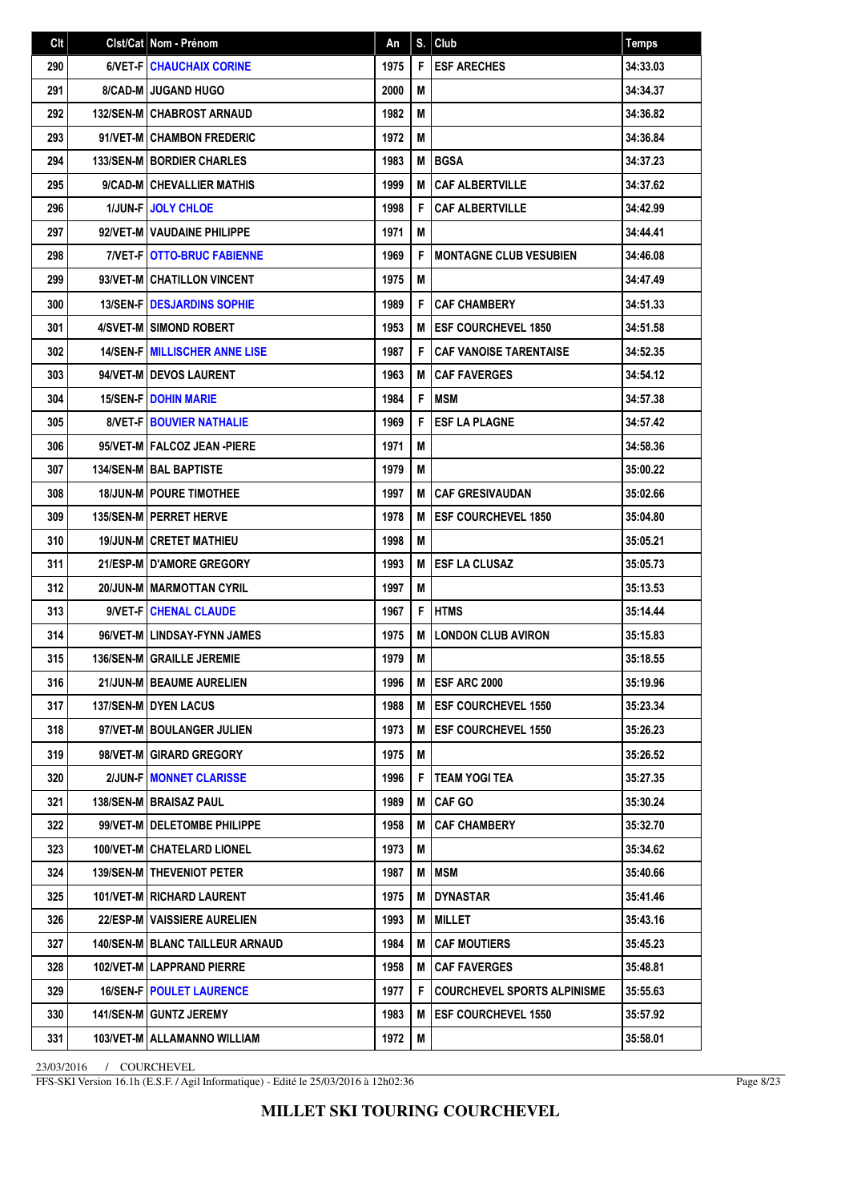| Clt | Clst/Cat | Nom - Prénom | An | S. | Club | Temps |
|---|---|---|---|---|---|---|
| 290 | 6/VET-F | CHAUCHAIX CORINE | 1975 | F | ESF ARECHES | 34:33.03 |
| 291 | 8/CAD-M | JUGAND HUGO | 2000 | M | | 34:34.37 |
| 292 | 132/SEN-M | CHABROST ARNAUD | 1982 | M | | 34:36.82 |
| 293 | 91/VET-M | CHAMBON FREDERIC | 1972 | M | | 34:36.84 |
| 294 | 133/SEN-M | BORDIER CHARLES | 1983 | M | BGSA | 34:37.23 |
| 295 | 9/CAD-M | CHEVALLIER MATHIS | 1999 | M | CAF ALBERTVILLE | 34:37.62 |
| 296 | 1/JUN-F | JOLY CHLOE | 1998 | F | CAF ALBERTVILLE | 34:42.99 |
| 297 | 92/VET-M | VAUDAINE PHILIPPE | 1971 | M | | 34:44.41 |
| 298 | 7/VET-F | OTTO-BRUC FABIENNE | 1969 | F | MONTAGNE CLUB VESUBIEN | 34:46.08 |
| 299 | 93/VET-M | CHATILLON VINCENT | 1975 | M | | 34:47.49 |
| 300 | 13/SEN-F | DESJARDINS SOPHIE | 1989 | F | CAF CHAMBERY | 34:51.33 |
| 301 | 4/SVET-M | SIMOND ROBERT | 1953 | M | ESF COURCHEVEL 1850 | 34:51.58 |
| 302 | 14/SEN-F | MILLISCHER ANNE LISE | 1987 | F | CAF VANOISE TARENTAISE | 34:52.35 |
| 303 | 94/VET-M | DEVOS LAURENT | 1963 | M | CAF FAVERGES | 34:54.12 |
| 304 | 15/SEN-F | DOHIN MARIE | 1984 | F | MSM | 34:57.38 |
| 305 | 8/VET-F | BOUVIER NATHALIE | 1969 | F | ESF LA PLAGNE | 34:57.42 |
| 306 | 95/VET-M | FALCOZ JEAN -PIERE | 1971 | M | | 34:58.36 |
| 307 | 134/SEN-M | BAL BAPTISTE | 1979 | M | | 35:00.22 |
| 308 | 18/JUN-M | POURE TIMOTHEE | 1997 | M | CAF GRESIVAUDAN | 35:02.66 |
| 309 | 135/SEN-M | PERRET HERVE | 1978 | M | ESF COURCHEVEL 1850 | 35:04.80 |
| 310 | 19/JUN-M | CRETET MATHIEU | 1998 | M | | 35:05.21 |
| 311 | 21/ESP-M | D'AMORE GREGORY | 1993 | M | ESF LA CLUSAZ | 35:05.73 |
| 312 | 20/JUN-M | MARMOTTAN CYRIL | 1997 | M | | 35:13.53 |
| 313 | 9/VET-F | CHENAL CLAUDE | 1967 | F | HTMS | 35:14.44 |
| 314 | 96/VET-M | LINDSAY-FYNN JAMES | 1975 | M | LONDON CLUB AVIRON | 35:15.83 |
| 315 | 136/SEN-M | GRAILLE JEREMIE | 1979 | M | | 35:18.55 |
| 316 | 21/JUN-M | BEAUME AURELIEN | 1996 | M | ESF ARC 2000 | 35:19.96 |
| 317 | 137/SEN-M | DYEN LACUS | 1988 | M | ESF COURCHEVEL 1550 | 35:23.34 |
| 318 | 97/VET-M | BOULANGER JULIEN | 1973 | M | ESF COURCHEVEL 1550 | 35:26.23 |
| 319 | 98/VET-M | GIRARD GREGORY | 1975 | M | | 35:26.52 |
| 320 | 2/JUN-F | MONNET CLARISSE | 1996 | F | TEAM YOGI TEA | 35:27.35 |
| 321 | 138/SEN-M | BRAISAZ PAUL | 1989 | M | CAF GO | 35:30.24 |
| 322 | 99/VET-M | DELETOMBE PHILIPPE | 1958 | M | CAF CHAMBERY | 35:32.70 |
| 323 | 100/VET-M | CHATELARD LIONEL | 1973 | M | | 35:34.62 |
| 324 | 139/SEN-M | THEVENIOT PETER | 1987 | M | MSM | 35:40.66 |
| 325 | 101/VET-M | RICHARD LAURENT | 1975 | M | DYNASTAR | 35:41.46 |
| 326 | 22/ESP-M | VAISSIERE AURELIEN | 1993 | M | MILLET | 35:43.16 |
| 327 | 140/SEN-M | BLANC TAILLEUR ARNAUD | 1984 | M | CAF MOUTIERS | 35:45.23 |
| 328 | 102/VET-M | LAPPRAND PIERRE | 1958 | M | CAF FAVERGES | 35:48.81 |
| 329 | 16/SEN-F | POULET LAURENCE | 1977 | F | COURCHEVEL SPORTS ALPINISME | 35:55.63 |
| 330 | 141/SEN-M | GUNTZ JEREMY | 1983 | M | ESF COURCHEVEL 1550 | 35:57.92 |
| 331 | 103/VET-M | ALLAMANNO WILLIAM | 1972 | M | | 35:58.01 |

23/03/2016 / COURCHEVEL

FFS-SKI Version 16.1h (E.S.F. / Agil Informatique) - Edité le 25/03/2016 à 12h02:36

**MILLET SKI TOURING COURCHEVEL**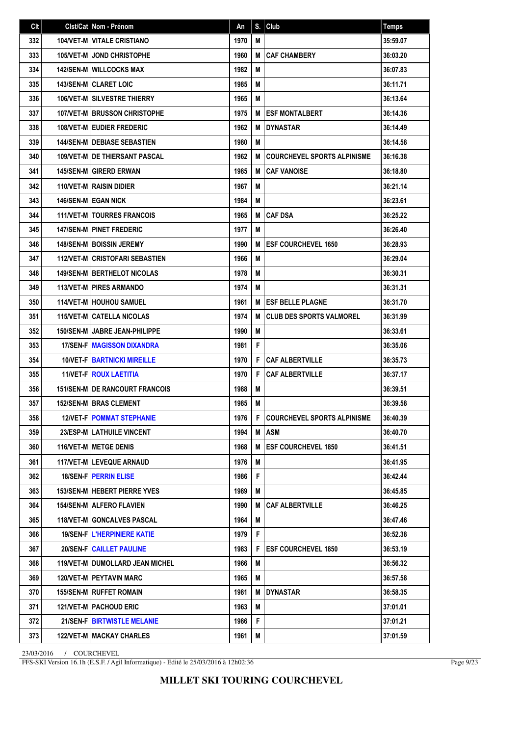| Clt | Clst/Cat | Nom - Prénom | An | S. | Club | Temps |
|---|---|---|---|---|---|---|
| 332 | 104/VET-M | VITALE CRISTIANO | 1970 | M | | 35:59.07 |
| 333 | 105/VET-M | JOND CHRISTOPHE | 1960 | M | CAF CHAMBERY | 36:03.20 |
| 334 | 142/SEN-M | WILLCOCKS MAX | 1982 | M | | 36:07.83 |
| 335 | 143/SEN-M | CLARET LOIC | 1985 | M | | 36:11.71 |
| 336 | 106/VET-M | SILVESTRE THIERRY | 1965 | M | | 36:13.64 |
| 337 | 107/VET-M | BRUSSON CHRISTOPHE | 1975 | M | ESF MONTALBERT | 36:14.36 |
| 338 | 108/VET-M | EUDIER FREDERIC | 1962 | M | DYNASTAR | 36:14.49 |
| 339 | 144/SEN-M | DEBIASE SEBASTIEN | 1980 | M | | 36:14.58 |
| 340 | 109/VET-M | DE THIERSANT PASCAL | 1962 | M | COURCHEVEL SPORTS ALPINISME | 36:16.38 |
| 341 | 145/SEN-M | GIRERD ERWAN | 1985 | M | CAF VANOISE | 36:18.80 |
| 342 | 110/VET-M | RAISIN DIDIER | 1967 | M | | 36:21.14 |
| 343 | 146/SEN-M | EGAN NICK | 1984 | M | | 36:23.61 |
| 344 | 111/VET-M | TOURRES FRANCOIS | 1965 | M | CAF DSA | 36:25.22 |
| 345 | 147/SEN-M | PINET FREDERIC | 1977 | M | | 36:26.40 |
| 346 | 148/SEN-M | BOISSIN JEREMY | 1990 | M | ESF COURCHEVEL 1650 | 36:28.93 |
| 347 | 112/VET-M | CRISTOFARI SEBASTIEN | 1966 | M | | 36:29.04 |
| 348 | 149/SEN-M | BERTHELOT NICOLAS | 1978 | M | | 36:30.31 |
| 349 | 113/VET-M | PIRES ARMANDO | 1974 | M | | 36:31.31 |
| 350 | 114/VET-M | HOUHOU SAMUEL | 1961 | M | ESF BELLE PLAGNE | 36:31.70 |
| 351 | 115/VET-M | CATELLA NICOLAS | 1974 | M | CLUB DES SPORTS VALMOREL | 36:31.99 |
| 352 | 150/SEN-M | JABRE JEAN-PHILIPPE | 1990 | M | | 36:33.61 |
| 353 | 17/SEN-F | MAGISSON DIXANDRA | 1981 | F | | 36:35.06 |
| 354 | 10/VET-F | BARTNICKI MIREILLE | 1970 | F | CAF ALBERTVILLE | 36:35.73 |
| 355 | 11/VET-F | ROUX LAETITIA | 1970 | F | CAF ALBERTVILLE | 36:37.17 |
| 356 | 151/SEN-M | DE RANCOURT FRANCOIS | 1988 | M | | 36:39.51 |
| 357 | 152/SEN-M | BRAS CLEMENT | 1985 | M | | 36:39.58 |
| 358 | 12/VET-F | POMMAT STEPHANIE | 1976 | F | COURCHEVEL SPORTS ALPINISME | 36:40.39 |
| 359 | 23/ESP-M | LATHUILE VINCENT | 1994 | M | ASM | 36:40.70 |
| 360 | 116/VET-M | METGE DENIS | 1968 | M | ESF COURCHEVEL 1850 | 36:41.51 |
| 361 | 117/VET-M | LEVEQUE ARNAUD | 1976 | M | | 36:41.95 |
| 362 | 18/SEN-F | PERRIN ELISE | 1986 | F | | 36:42.44 |
| 363 | 153/SEN-M | HEBERT PIERRE YVES | 1989 | M | | 36:45.85 |
| 364 | 154/SEN-M | ALFERO FLAVIEN | 1990 | M | CAF ALBERTVILLE | 36:46.25 |
| 365 | 118/VET-M | GONCALVES PASCAL | 1964 | M | | 36:47.46 |
| 366 | 19/SEN-F | L'HERPINIERE KATIE | 1979 | F | | 36:52.38 |
| 367 | 20/SEN-F | CAILLET PAULINE | 1983 | F | ESF COURCHEVEL 1850 | 36:53.19 |
| 368 | 119/VET-M | DUMOLLARD JEAN MICHEL | 1966 | M | | 36:56.32 |
| 369 | 120/VET-M | PEYTAVIN MARC | 1965 | M | | 36:57.58 |
| 370 | 155/SEN-M | RUFFET ROMAIN | 1981 | M | DYNASTAR | 36:58.35 |
| 371 | 121/VET-M | PACHOUD ERIC | 1963 | M | | 37:01.01 |
| 372 | 21/SEN-F | BIRTWISTLE MELANIE | 1986 | F | | 37:01.21 |
| 373 | 122/VET-M | MACKAY CHARLES | 1961 | M | | 37:01.59 |

23/03/2016 / COURCHEVEL

FFS-SKI Version 16.1h (E.S.F. / Agil Informatique) - Edité le 25/03/2016 à 12h02:36

**MILLET SKI TOURING COURCHEVEL**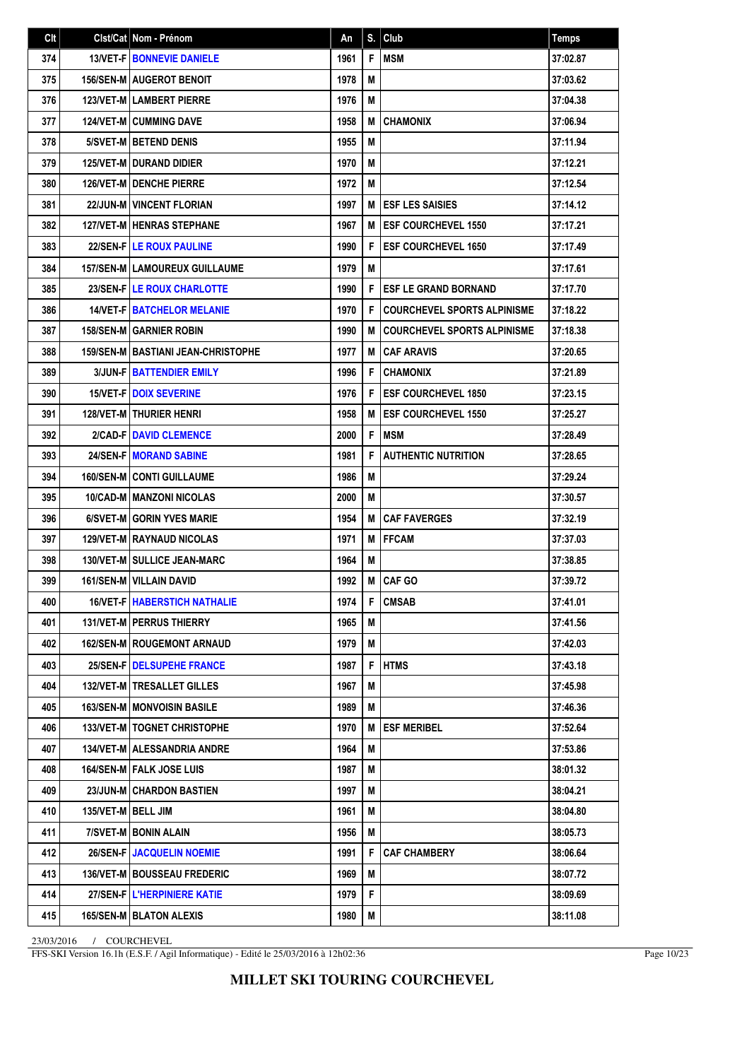| Clt | Clst/Cat | Nom - Prénom | An | S. | Club | Temps |
|---|---|---|---|---|---|---|
| 374 | 13/VET-F | BONNEVIE DANIELE | 1961 | F | MSM | 37:02.87 |
| 375 | 156/SEN-M | AUGEROT BENOIT | 1978 | M | | 37:03.62 |
| 376 | 123/VET-M | LAMBERT PIERRE | 1976 | M | | 37:04.38 |
| 377 | 124/VET-M | CUMMING DAVE | 1958 | M | CHAMONIX | 37:06.94 |
| 378 | 5/SVET-M | BETEND DENIS | 1955 | M | | 37:11.94 |
| 379 | 125/VET-M | DURAND DIDIER | 1970 | M | | 37:12.21 |
| 380 | 126/VET-M | DENCHE PIERRE | 1972 | M | | 37:12.54 |
| 381 | 22/JUN-M | VINCENT FLORIAN | 1997 | M | ESF LES SAISIES | 37:14.12 |
| 382 | 127/VET-M | HENRAS STEPHANE | 1967 | M | ESF COURCHEVEL 1550 | 37:17.21 |
| 383 | 22/SEN-F | LE ROUX PAULINE | 1990 | F | ESF COURCHEVEL 1650 | 37:17.49 |
| 384 | 157/SEN-M | LAMOUREUX GUILLAUME | 1979 | M | | 37:17.61 |
| 385 | 23/SEN-F | LE ROUX CHARLOTTE | 1990 | F | ESF LE GRAND BORNAND | 37:17.70 |
| 386 | 14/VET-F | BATCHELOR MELANIE | 1970 | F | COURCHEVEL SPORTS ALPINISME | 37:18.22 |
| 387 | 158/SEN-M | GARNIER ROBIN | 1990 | M | COURCHEVEL SPORTS ALPINISME | 37:18.38 |
| 388 | 159/SEN-M | BASTIANI JEAN-CHRISTOPHE | 1977 | M | CAF ARAVIS | 37:20.65 |
| 389 | 3/JUN-F | BATTENDIER EMILY | 1996 | F | CHAMONIX | 37:21.89 |
| 390 | 15/VET-F | DOIX SEVERINE | 1976 | F | ESF COURCHEVEL 1850 | 37:23.15 |
| 391 | 128/VET-M | THURIER HENRI | 1958 | M | ESF COURCHEVEL 1550 | 37:25.27 |
| 392 | 2/CAD-F | DAVID CLEMENCE | 2000 | F | MSM | 37:28.49 |
| 393 | 24/SEN-F | MORAND SABINE | 1981 | F | AUTHENTIC NUTRITION | 37:28.65 |
| 394 | 160/SEN-M | CONTI GUILLAUME | 1986 | M | | 37:29.24 |
| 395 | 10/CAD-M | MANZONI NICOLAS | 2000 | M | | 37:30.57 |
| 396 | 6/SVET-M | GORIN YVES MARIE | 1954 | M | CAF FAVERGES | 37:32.19 |
| 397 | 129/VET-M | RAYNAUD NICOLAS | 1971 | M | FFCAM | 37:37.03 |
| 398 | 130/VET-M | SULLICE JEAN-MARC | 1964 | M | | 37:38.85 |
| 399 | 161/SEN-M | VILLAIN DAVID | 1992 | M | CAF GO | 37:39.72 |
| 400 | 16/VET-F | HABERSTICH NATHALIE | 1974 | F | CMSAB | 37:41.01 |
| 401 | 131/VET-M | PERRUS THIERRY | 1965 | M | | 37:41.56 |
| 402 | 162/SEN-M | ROUGEMONT ARNAUD | 1979 | M | | 37:42.03 |
| 403 | 25/SEN-F | DELSUPEHE FRANCE | 1987 | F | HTMS | 37:43.18 |
| 404 | 132/VET-M | TRESALLET GILLES | 1967 | M | | 37:45.98 |
| 405 | 163/SEN-M | MONVOISIN BASILE | 1989 | M | | 37:46.36 |
| 406 | 133/VET-M | TOGNET CHRISTOPHE | 1970 | M | ESF MERIBEL | 37:52.64 |
| 407 | 134/VET-M | ALESSANDRIA ANDRE | 1964 | M | | 37:53.86 |
| 408 | 164/SEN-M | FALK JOSE LUIS | 1987 | M | | 38:01.32 |
| 409 | 23/JUN-M | CHARDON BASTIEN | 1997 | M | | 38:04.21 |
| 410 | 135/VET-M | BELL JIM | 1961 | M | | 38:04.80 |
| 411 | 7/SVET-M | BONIN ALAIN | 1956 | M | | 38:05.73 |
| 412 | 26/SEN-F | JACQUELIN NOEMIE | 1991 | F | CAF CHAMBERY | 38:06.64 |
| 413 | 136/VET-M | BOUSSEAU FREDERIC | 1969 | M | | 38:07.72 |
| 414 | 27/SEN-F | L'HERPINIERE KATIE | 1979 | F | | 38:09.69 |
| 415 | 165/SEN-M | BLATON ALEXIS | 1980 | M | | 38:11.08 |

23/03/2016 / COURCHEVEL

FFS-SKI Version 16.1h (E.S.F. / Agil Informatique) - Edité le 25/03/2016 à 12h02:36

**MILLET SKI TOURING COURCHEVEL**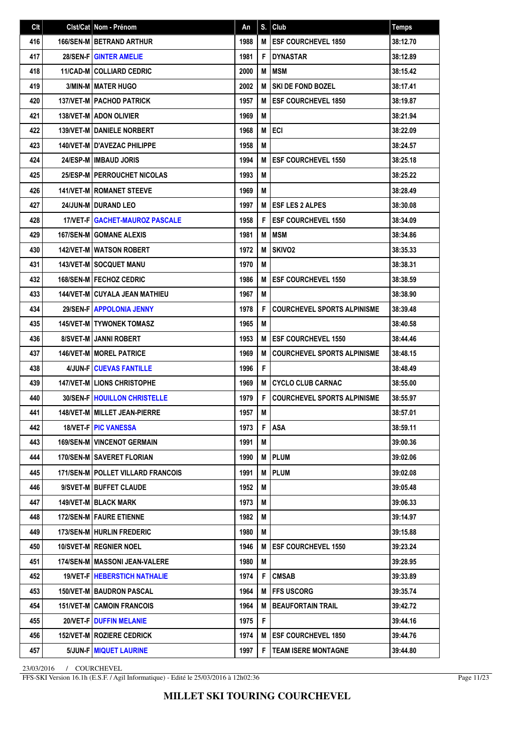| Clt | Clst/Cat | Nom - Prénom | An | S. | Club | Temps |
|---|---|---|---|---|---|---|
| 416 | 166/SEN-M | BETRAND ARTHUR | 1988 | M | ESF COURCHEVEL 1850 | 38:12.70 |
| 417 | 28/SEN-F | GINTER AMELIE | 1981 | F | DYNASTAR | 38:12.89 |
| 418 | 11/CAD-M | COLLIARD CEDRIC | 2000 | M | MSM | 38:15.42 |
| 419 | 3/MIN-M | MATER HUGO | 2002 | M | SKI DE FOND BOZEL | 38:17.41 |
| 420 | 137/VET-M | PACHOD PATRICK | 1957 | M | ESF COURCHEVEL 1850 | 38:19.87 |
| 421 | 138/VET-M | ADON OLIVIER | 1969 | M | | 38:21.94 |
| 422 | 139/VET-M | DANIELE NORBERT | 1968 | M | ECI | 38:22.09 |
| 423 | 140/VET-M | D'AVEZAC PHILIPPE | 1958 | M | | 38:24.57 |
| 424 | 24/ESP-M | IMBAUD JORIS | 1994 | M | ESF COURCHEVEL 1550 | 38:25.18 |
| 425 | 25/ESP-M | PERROUCHET NICOLAS | 1993 | M | | 38:25.22 |
| 426 | 141/VET-M | ROMANET STEEVE | 1969 | M | | 38:28.49 |
| 427 | 24/JUN-M | DURAND LEO | 1997 | M | ESF LES 2 ALPES | 38:30.08 |
| 428 | 17/VET-F | GACHET-MAUROZ PASCALE | 1958 | F | ESF COURCHEVEL 1550 | 38:34.09 |
| 429 | 167/SEN-M | GOMANE ALEXIS | 1981 | M | MSM | 38:34.86 |
| 430 | 142/VET-M | WATSON ROBERT | 1972 | M | SKIVO2 | 38:35.33 |
| 431 | 143/VET-M | SOCQUET MANU | 1970 | M | | 38:38.31 |
| 432 | 168/SEN-M | FECHOZ CEDRIC | 1986 | M | ESF COURCHEVEL 1550 | 38:38.59 |
| 433 | 144/VET-M | CUYALA JEAN MATHIEU | 1967 | M | | 38:38.90 |
| 434 | 29/SEN-F | APPOLONIA JENNY | 1978 | F | COURCHEVEL SPORTS ALPINISME | 38:39.48 |
| 435 | 145/VET-M | TYWONEK TOMASZ | 1965 | M | | 38:40.58 |
| 436 | 8/SVET-M | JANNI ROBERT | 1953 | M | ESF COURCHEVEL 1550 | 38:44.46 |
| 437 | 146/VET-M | MOREL PATRICE | 1969 | M | COURCHEVEL SPORTS ALPINISME | 38:48.15 |
| 438 | 4/JUN-F | CUEVAS FANTILLE | 1996 | F | | 38:48.49 |
| 439 | 147/VET-M | LIONS CHRISTOPHE | 1969 | M | CYCLO CLUB CARNAC | 38:55.00 |
| 440 | 30/SEN-F | HOUILLON CHRISTELLE | 1979 | F | COURCHEVEL SPORTS ALPINISME | 38:55.97 |
| 441 | 148/VET-M | MILLET JEAN-PIERRE | 1957 | M | | 38:57.01 |
| 442 | 18/VET-F | PIC VANESSA | 1973 | F | ASA | 38:59.11 |
| 443 | 169/SEN-M | VINCENOT GERMAIN | 1991 | M | | 39:00.36 |
| 444 | 170/SEN-M | SAVERET FLORIAN | 1990 | M | PLUM | 39:02.06 |
| 445 | 171/SEN-M | POLLET VILLARD FRANCOIS | 1991 | M | PLUM | 39:02.08 |
| 446 | 9/SVET-M | BUFFET CLAUDE | 1952 | M | | 39:05.48 |
| 447 | 149/VET-M | BLACK MARK | 1973 | M | | 39:06.33 |
| 448 | 172/SEN-M | FAURE ETIENNE | 1982 | M | | 39:14.97 |
| 449 | 173/SEN-M | HURLIN FREDERIC | 1980 | M | | 39:15.88 |
| 450 | 10/SVET-M | REGNIER NOEL | 1946 | M | ESF COURCHEVEL 1550 | 39:23.24 |
| 451 | 174/SEN-M | MASSONI JEAN-VALERE | 1980 | M | | 39:28.95 |
| 452 | 19/VET-F | HEBERSTICH NATHALIE | 1974 | F | CMSAB | 39:33.89 |
| 453 | 150/VET-M | BAUDRON PASCAL | 1964 | M | FFS USCORG | 39:35.74 |
| 454 | 151/VET-M | CAMOIN FRANCOIS | 1964 | M | BEAUFORTAIN TRAIL | 39:42.72 |
| 455 | 20/VET-F | DUFFIN MELANIE | 1975 | F | | 39:44.16 |
| 456 | 152/VET-M | ROZIERE CEDRICK | 1974 | M | ESF COURCHEVEL 1850 | 39:44.76 |
| 457 | 5/JUN-F | MIQUET LAURINE | 1997 | F | TEAM ISERE MONTAGNE | 39:44.80 |

23/03/2016 / COURCHEVEL

FFS-SKI Version 16.1h (E.S.F. / Agil Informatique) - Edité le 25/03/2016 à 12h02:36

**MILLET SKI TOURING COURCHEVEL**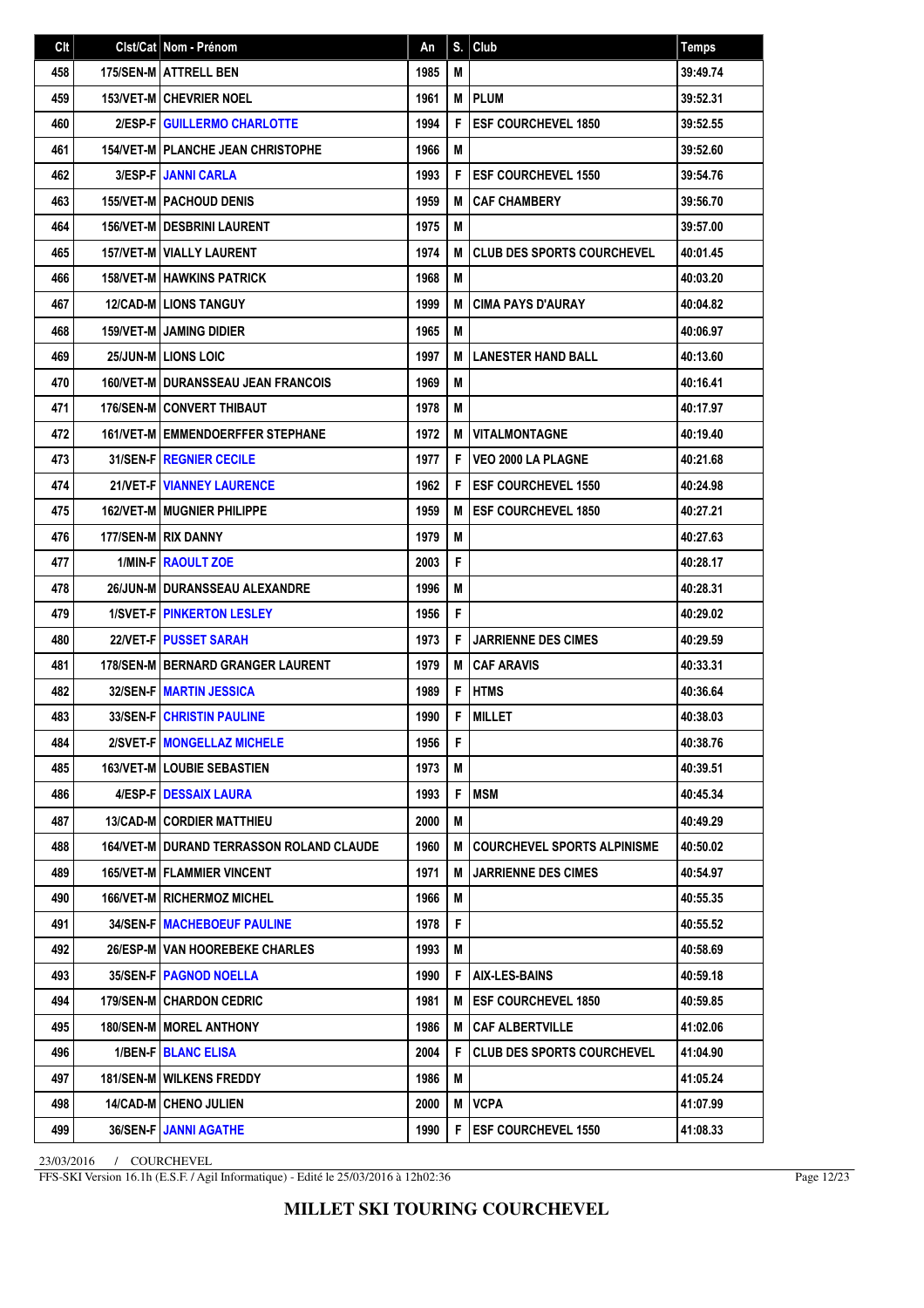| Clt | Clst/Cat | Nom - Prénom | An | S. | Club | Temps |
|---|---|---|---|---|---|---|
| 458 | 175/SEN-M | ATTRELL BEN | 1985 | M | | 39:49.74 |
| 459 | 153/VET-M | CHEVRIER NOEL | 1961 | M | PLUM | 39:52.31 |
| 460 | 2/ESP-F | GUILLERMO CHARLOTTE | 1994 | F | ESF COURCHEVEL 1850 | 39:52.55 |
| 461 | 154/VET-M | PLANCHE JEAN CHRISTOPHE | 1966 | M | | 39:52.60 |
| 462 | 3/ESP-F | JANNI CARLA | 1993 | F | ESF COURCHEVEL 1550 | 39:54.76 |
| 463 | 155/VET-M | PACHOUD DENIS | 1959 | M | CAF CHAMBERY | 39:56.70 |
| 464 | 156/VET-M | DESBRINI LAURENT | 1975 | M | | 39:57.00 |
| 465 | 157/VET-M | VIALLY LAURENT | 1974 | M | CLUB DES SPORTS COURCHEVEL | 40:01.45 |
| 466 | 158/VET-M | HAWKINS PATRICK | 1968 | M | | 40:03.20 |
| 467 | 12/CAD-M | LIONS TANGUY | 1999 | M | CIMA PAYS D'AURAY | 40:04.82 |
| 468 | 159/VET-M | JAMING DIDIER | 1965 | M | | 40:06.97 |
| 469 | 25/JUN-M | LIONS LOIC | 1997 | M | LANESTER HAND BALL | 40:13.60 |
| 470 | 160/VET-M | DURANSSEAU JEAN FRANCOIS | 1969 | M | | 40:16.41 |
| 471 | 176/SEN-M | CONVERT THIBAUT | 1978 | M | | 40:17.97 |
| 472 | 161/VET-M | EMMENDOERFFER STEPHANE | 1972 | M | VITALMONTAGNE | 40:19.40 |
| 473 | 31/SEN-F | REGNIER CECILE | 1977 | F | VEO 2000 LA PLAGNE | 40:21.68 |
| 474 | 21/VET-F | VIANNEY LAURENCE | 1962 | F | ESF COURCHEVEL 1550 | 40:24.98 |
| 475 | 162/VET-M | MUGNIER PHILIPPE | 1959 | M | ESF COURCHEVEL 1850 | 40:27.21 |
| 476 | 177/SEN-M | RIX DANNY | 1979 | M | | 40:27.63 |
| 477 | 1/MIN-F | RAOULT ZOE | 2003 | F | | 40:28.17 |
| 478 | 26/JUN-M | DURANSSEAU ALEXANDRE | 1996 | M | | 40:28.31 |
| 479 | 1/SVET-F | PINKERTON LESLEY | 1956 | F | | 40:29.02 |
| 480 | 22/VET-F | PUSSET SARAH | 1973 | F | JARRIENNE DES CIMES | 40:29.59 |
| 481 | 178/SEN-M | BERNARD GRANGER LAURENT | 1979 | M | CAF ARAVIS | 40:33.31 |
| 482 | 32/SEN-F | MARTIN JESSICA | 1989 | F | HTMS | 40:36.64 |
| 483 | 33/SEN-F | CHRISTIN PAULINE | 1990 | F | MILLET | 40:38.03 |
| 484 | 2/SVET-F | MONGELLAZ MICHELE | 1956 | F | | 40:38.76 |
| 485 | 163/VET-M | LOUBIE SEBASTIEN | 1973 | M | | 40:39.51 |
| 486 | 4/ESP-F | DESSAIX LAURA | 1993 | F | MSM | 40:45.34 |
| 487 | 13/CAD-M | CORDIER MATTHIEU | 2000 | M | | 40:49.29 |
| 488 | 164/VET-M | DURAND TERRASSON ROLAND CLAUDE | 1960 | M | COURCHEVEL SPORTS ALPINISME | 40:50.02 |
| 489 | 165/VET-M | FLAMMIER VINCENT | 1971 | M | JARRIENNE DES CIMES | 40:54.97 |
| 490 | 166/VET-M | RICHERMOZ MICHEL | 1966 | M | | 40:55.35 |
| 491 | 34/SEN-F | MACHEBOEUF PAULINE | 1978 | F | | 40:55.52 |
| 492 | 26/ESP-M | VAN HOOREBEKE CHARLES | 1993 | M | | 40:58.69 |
| 493 | 35/SEN-F | PAGNOD NOELLA | 1990 | F | AIX-LES-BAINS | 40:59.18 |
| 494 | 179/SEN-M | CHARDON CEDRIC | 1981 | M | ESF COURCHEVEL 1850 | 40:59.85 |
| 495 | 180/SEN-M | MOREL ANTHONY | 1986 | M | CAF ALBERTVILLE | 41:02.06 |
| 496 | 1/BEN-F | BLANC ELISA | 2004 | F | CLUB DES SPORTS COURCHEVEL | 41:04.90 |
| 497 | 181/SEN-M | WILKENS FREDDY | 1986 | M | | 41:05.24 |
| 498 | 14/CAD-M | CHENO JULIEN | 2000 | M | VCPA | 41:07.99 |
| 499 | 36/SEN-F | JANNI AGATHE | 1990 | F | ESF COURCHEVEL 1550 | 41:08.33 |

23/03/2016 / COURCHEVEL

FFS-SKI Version 16.1h (E.S.F. / Agil Informatique) - Edité le 25/03/2016 à 12h02:36

**MILLET SKI TOURING COURCHEVEL**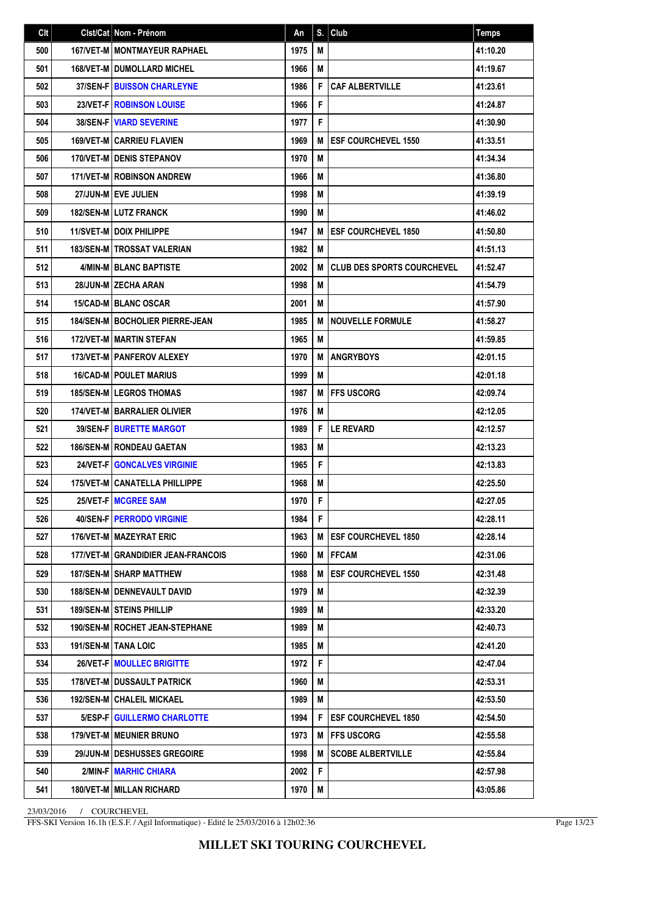| Clt | Clst/Cat | Nom - Prénom | An | S. | Club | Temps |
|---|---|---|---|---|---|---|
| 500 | 167/VET-M | MONTMAYEUR RAPHAEL | 1975 | M | | 41:10.20 |
| 501 | 168/VET-M | DUMOLLARD MICHEL | 1966 | M | | 41:19.67 |
| 502 | 37/SEN-F | BUISSON CHARLEYNE | 1986 | F | CAF ALBERTVILLE | 41:23.61 |
| 503 | 23/VET-F | ROBINSON LOUISE | 1966 | F | | 41:24.87 |
| 504 | 38/SEN-F | VIARD SEVERINE | 1977 | F | | 41:30.90 |
| 505 | 169/VET-M | CARRIEU FLAVIEN | 1969 | M | ESF COURCHEVEL 1550 | 41:33.51 |
| 506 | 170/VET-M | DENIS STEPANOV | 1970 | M | | 41:34.34 |
| 507 | 171/VET-M | ROBINSON ANDREW | 1966 | M | | 41:36.80 |
| 508 | 27/JUN-M | EVE JULIEN | 1998 | M | | 41:39.19 |
| 509 | 182/SEN-M | LUTZ FRANCK | 1990 | M | | 41:46.02 |
| 510 | 11/SVET-M | DOIX PHILIPPE | 1947 | M | ESF COURCHEVEL 1850 | 41:50.80 |
| 511 | 183/SEN-M | TROSSAT VALERIAN | 1982 | M | | 41:51.13 |
| 512 | 4/MIN-M | BLANC BAPTISTE | 2002 | M | CLUB DES SPORTS COURCHEVEL | 41:52.47 |
| 513 | 28/JUN-M | ZECHA ARAN | 1998 | M | | 41:54.79 |
| 514 | 15/CAD-M | BLANC OSCAR | 2001 | M | | 41:57.90 |
| 515 | 184/SEN-M | BOCHOLIER PIERRE-JEAN | 1985 | M | NOUVELLE FORMULE | 41:58.27 |
| 516 | 172/VET-M | MARTIN STEFAN | 1965 | M | | 41:59.85 |
| 517 | 173/VET-M | PANFEROV ALEXEY | 1970 | M | ANGRYBOYS | 42:01.15 |
| 518 | 16/CAD-M | POULET MARIUS | 1999 | M | | 42:01.18 |
| 519 | 185/SEN-M | LEGROS THOMAS | 1987 | M | FFS USCORG | 42:09.74 |
| 520 | 174/VET-M | BARRALIER OLIVIER | 1976 | M | | 42:12.05 |
| 521 | 39/SEN-F | BURETTE MARGOT | 1989 | F | LE REVARD | 42:12.57 |
| 522 | 186/SEN-M | RONDEAU GAETAN | 1983 | M | | 42:13.23 |
| 523 | 24/VET-F | GONCALVES VIRGINIE | 1965 | F | | 42:13.83 |
| 524 | 175/VET-M | CANATELLA PHILLIPPE | 1968 | M | | 42:25.50 |
| 525 | 25/VET-F | MCGREE SAM | 1970 | F | | 42:27.05 |
| 526 | 40/SEN-F | PERRODO VIRGINIE | 1984 | F | | 42:28.11 |
| 527 | 176/VET-M | MAZEYRAT ERIC | 1963 | M | ESF COURCHEVEL 1850 | 42:28.14 |
| 528 | 177/VET-M | GRANDIDIER JEAN-FRANCOIS | 1960 | M | FFCAM | 42:31.06 |
| 529 | 187/SEN-M | SHARP MATTHEW | 1988 | M | ESF COURCHEVEL 1550 | 42:31.48 |
| 530 | 188/SEN-M | DENNEVAULT DAVID | 1979 | M | | 42:32.39 |
| 531 | 189/SEN-M | STEINS PHILLIP | 1989 | M | | 42:33.20 |
| 532 | 190/SEN-M | ROCHET JEAN-STEPHANE | 1989 | M | | 42:40.73 |
| 533 | 191/SEN-M | TANA LOIC | 1985 | M | | 42:41.20 |
| 534 | 26/VET-F | MOULLEC BRIGITTE | 1972 | F | | 42:47.04 |
| 535 | 178/VET-M | DUSSAULT PATRICK | 1960 | M | | 42:53.31 |
| 536 | 192/SEN-M | CHALEIL MICKAEL | 1989 | M | | 42:53.50 |
| 537 | 5/ESP-F | GUILLERMO CHARLOTTE | 1994 | F | ESF COURCHEVEL 1850 | 42:54.50 |
| 538 | 179/VET-M | MEUNIER BRUNO | 1973 | M | FFS USCORG | 42:55.58 |
| 539 | 29/JUN-M | DESHUSSES GREGOIRE | 1998 | M | SCOBE ALBERTVILLE | 42:55.84 |
| 540 | 2/MIN-F | MARHIC CHIARA | 2002 | F | | 42:57.98 |
| 541 | 180/VET-M | MILLAN RICHARD | 1970 | M | | 43:05.86 |

23/03/2016 / COURCHEVEL

FFS-SKI Version 16.1h (E.S.F. / Agil Informatique) - Edité le 25/03/2016 à 12h02:36

**MILLET SKI TOURING COURCHEVEL**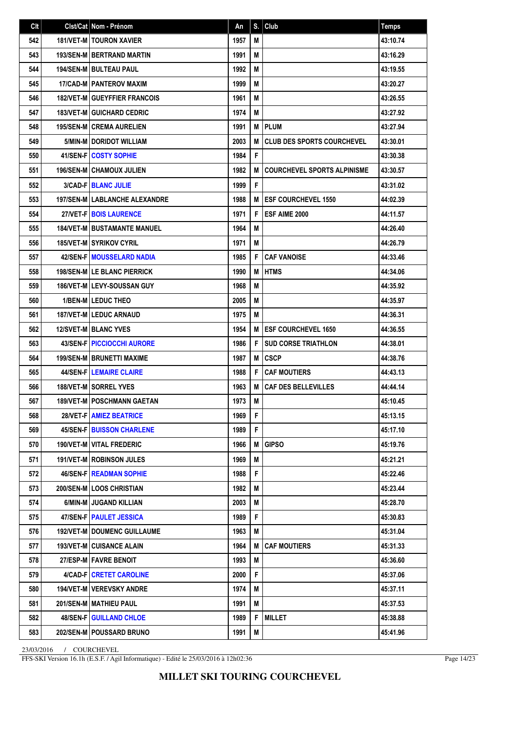| Clt | Clst/Cat | Nom - Prénom | An | S. | Club | Temps |
|---|---|---|---|---|---|---|
| 542 | 181/VET-M | TOURON XAVIER | 1957 | M | | 43:10.74 |
| 543 | 193/SEN-M | BERTRAND MARTIN | 1991 | M | | 43:16.29 |
| 544 | 194/SEN-M | BULTEAU PAUL | 1992 | M | | 43:19.55 |
| 545 | 17/CAD-M | PANTEROV MAXIM | 1999 | M | | 43:20.27 |
| 546 | 182/VET-M | GUEYFFIER FRANCOIS | 1961 | M | | 43:26.55 |
| 547 | 183/VET-M | GUICHARD CEDRIC | 1974 | M | | 43:27.92 |
| 548 | 195/SEN-M | CREMA AURELIEN | 1991 | M | PLUM | 43:27.94 |
| 549 | 5/MIN-M | DORIDOT WILLIAM | 2003 | M | CLUB DES SPORTS COURCHEVEL | 43:30.01 |
| 550 | 41/SEN-F | COSTY SOPHIE | 1984 | F | | 43:30.38 |
| 551 | 196/SEN-M | CHAMOUX JULIEN | 1982 | M | COURCHEVEL SPORTS ALPINISME | 43:30.57 |
| 552 | 3/CAD-F | BLANC JULIE | 1999 | F | | 43:31.02 |
| 553 | 197/SEN-M | LABLANCHE ALEXANDRE | 1988 | M | ESF COURCHEVEL 1550 | 44:02.39 |
| 554 | 27/VET-F | BOIS LAURENCE | 1971 | F | ESF AIME 2000 | 44:11.57 |
| 555 | 184/VET-M | BUSTAMANTE MANUEL | 1964 | M | | 44:26.40 |
| 556 | 185/VET-M | SYRIKOV CYRIL | 1971 | M | | 44:26.79 |
| 557 | 42/SEN-F | MOUSSELARD NADIA | 1985 | F | CAF VANOISE | 44:33.46 |
| 558 | 198/SEN-M | LE BLANC PIERRICK | 1990 | M | HTMS | 44:34.06 |
| 559 | 186/VET-M | LEVY-SOUSSAN GUY | 1968 | M | | 44:35.92 |
| 560 | 1/BEN-M | LEDUC THEO | 2005 | M | | 44:35.97 |
| 561 | 187/VET-M | LEDUC ARNAUD | 1975 | M | | 44:36.31 |
| 562 | 12/SVET-M | BLANC YVES | 1954 | M | ESF COURCHEVEL 1650 | 44:36.55 |
| 563 | 43/SEN-F | PICCIOCCHI AURORE | 1986 | F | SUD CORSE TRIATHLON | 44:38.01 |
| 564 | 199/SEN-M | BRUNETTI MAXIME | 1987 | M | CSCP | 44:38.76 |
| 565 | 44/SEN-F | LEMAIRE CLAIRE | 1988 | F | CAF MOUTIERS | 44:43.13 |
| 566 | 188/VET-M | SORREL YVES | 1963 | M | CAF DES BELLEVILLES | 44:44.14 |
| 567 | 189/VET-M | POSCHMANN GAETAN | 1973 | M | | 45:10.45 |
| 568 | 28/VET-F | AMIEZ BEATRICE | 1969 | F | | 45:13.15 |
| 569 | 45/SEN-F | BUISSON CHARLENE | 1989 | F | | 45:17.10 |
| 570 | 190/VET-M | VITAL FREDERIC | 1966 | M | GIPSO | 45:19.76 |
| 571 | 191/VET-M | ROBINSON JULES | 1969 | M | | 45:21.21 |
| 572 | 46/SEN-F | READMAN SOPHIE | 1988 | F | | 45:22.46 |
| 573 | 200/SEN-M | LOOS CHRISTIAN | 1982 | M | | 45:23.44 |
| 574 | 6/MIN-M | JUGAND KILLIAN | 2003 | M | | 45:28.70 |
| 575 | 47/SEN-F | PAULET JESSICA | 1989 | F | | 45:30.83 |
| 576 | 192/VET-M | DOUMENC GUILLAUME | 1963 | M | | 45:31.04 |
| 577 | 193/VET-M | CUISANCE ALAIN | 1964 | M | CAF MOUTIERS | 45:31.33 |
| 578 | 27/ESP-M | FAVRE BENOIT | 1993 | M | | 45:36.60 |
| 579 | 4/CAD-F | CRETET CAROLINE | 2000 | F | | 45:37.06 |
| 580 | 194/VET-M | VEREVSKY ANDRE | 1974 | M | | 45:37.11 |
| 581 | 201/SEN-M | MATHIEU PAUL | 1991 | M | | 45:37.53 |
| 582 | 48/SEN-F | GUILLAND CHLOE | 1989 | F | MILLET | 45:38.88 |
| 583 | 202/SEN-M | POUSSARD BRUNO | 1991 | M | | 45:41.96 |

23/03/2016 / COURCHEVEL

FFS-SKI Version 16.1h (E.S.F. / Agil Informatique) - Edité le 25/03/2016 à 12h02:36

**MILLET SKI TOURING COURCHEVEL**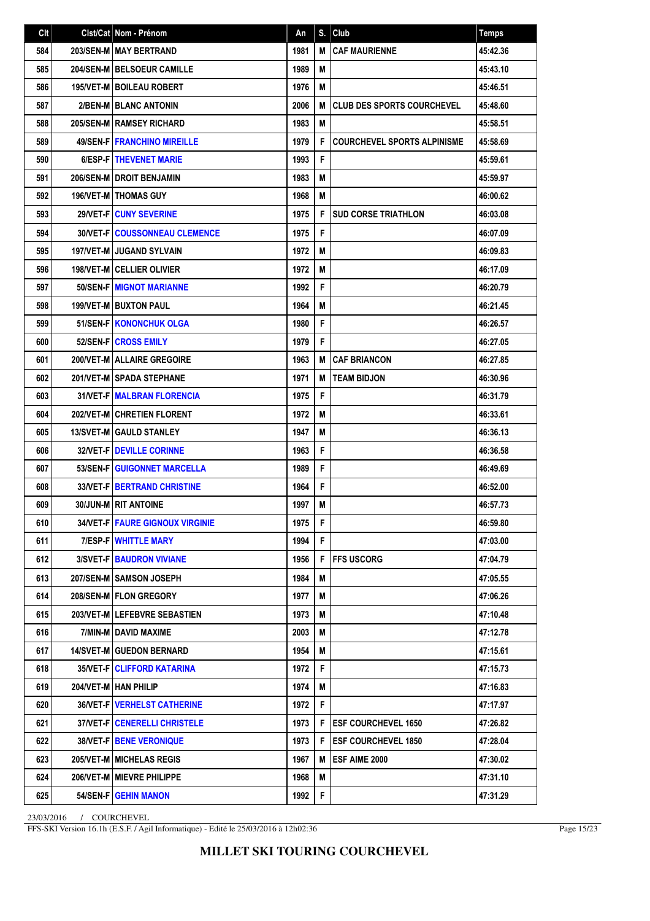| Clt | Clst/Cat | Nom - Prénom | An | S. | Club | Temps |
|---|---|---|---|---|---|---|
| 584 | 203/SEN-M | MAY BERTRAND | 1981 | M | CAF MAURIENNE | 45:42.36 |
| 585 | 204/SEN-M | BELSOEUR CAMILLE | 1989 | M | | 45:43.10 |
| 586 | 195/VET-M | BOILEAU ROBERT | 1976 | M | | 45:46.51 |
| 587 | 2/BEN-M | BLANC ANTONIN | 2006 | M | CLUB DES SPORTS COURCHEVEL | 45:48.60 |
| 588 | 205/SEN-M | RAMSEY RICHARD | 1983 | M | | 45:58.51 |
| 589 | 49/SEN-F | FRANCHINO MIREILLE | 1979 | F | COURCHEVEL SPORTS ALPINISME | 45:58.69 |
| 590 | 6/ESP-F | THEVENET MARIE | 1993 | F | | 45:59.61 |
| 591 | 206/SEN-M | DROIT BENJAMIN | 1983 | M | | 45:59.97 |
| 592 | 196/VET-M | THOMAS GUY | 1968 | M | | 46:00.62 |
| 593 | 29/VET-F | CUNY SEVERINE | 1975 | F | SUD CORSE TRIATHLON | 46:03.08 |
| 594 | 30/VET-F | COUSSONNEAU CLEMENCE | 1975 | F | | 46:07.09 |
| 595 | 197/VET-M | JUGAND SYLVAIN | 1972 | M | | 46:09.83 |
| 596 | 198/VET-M | CELLIER OLIVIER | 1972 | M | | 46:17.09 |
| 597 | 50/SEN-F | MIGNOT MARIANNE | 1992 | F | | 46:20.79 |
| 598 | 199/VET-M | BUXTON PAUL | 1964 | M | | 46:21.45 |
| 599 | 51/SEN-F | KONONCHUK OLGA | 1980 | F | | 46:26.57 |
| 600 | 52/SEN-F | CROSS EMILY | 1979 | F | | 46:27.05 |
| 601 | 200/VET-M | ALLAIRE GREGOIRE | 1963 | M | CAF BRIANCON | 46:27.85 |
| 602 | 201/VET-M | SPADA STEPHANE | 1971 | M | TEAM BIDJON | 46:30.96 |
| 603 | 31/VET-F | MALBRAN FLORENCIA | 1975 | F | | 46:31.79 |
| 604 | 202/VET-M | CHRETIEN FLORENT | 1972 | M | | 46:33.61 |
| 605 | 13/SVET-M | GAULD STANLEY | 1947 | M | | 46:36.13 |
| 606 | 32/VET-F | DEVILLE CORINNE | 1963 | F | | 46:36.58 |
| 607 | 53/SEN-F | GUIGONNET MARCELLA | 1989 | F | | 46:49.69 |
| 608 | 33/VET-F | BERTRAND CHRISTINE | 1964 | F | | 46:52.00 |
| 609 | 30/JUN-M | RIT ANTOINE | 1997 | M | | 46:57.73 |
| 610 | 34/VET-F | FAURE GIGNOUX VIRGINIE | 1975 | F | | 46:59.80 |
| 611 | 7/ESP-F | WHITTLE MARY | 1994 | F | | 47:03.00 |
| 612 | 3/SVET-F | BAUDRON VIVIANE | 1956 | F | FFS USCORG | 47:04.79 |
| 613 | 207/SEN-M | SAMSON JOSEPH | 1984 | M | | 47:05.55 |
| 614 | 208/SEN-M | FLON GREGORY | 1977 | M | | 47:06.26 |
| 615 | 203/VET-M | LEFEBVRE SEBASTIEN | 1973 | M | | 47:10.48 |
| 616 | 7/MIN-M | DAVID MAXIME | 2003 | M | | 47:12.78 |
| 617 | 14/SVET-M | GUEDON BERNARD | 1954 | M | | 47:15.61 |
| 618 | 35/VET-F | CLIFFORD KATARINA | 1972 | F | | 47:15.73 |
| 619 | 204/VET-M | HAN PHILIP | 1974 | M | | 47:16.83 |
| 620 | 36/VET-F | VERHELST CATHERINE | 1972 | F | | 47:17.97 |
| 621 | 37/VET-F | CENERELLI CHRISTELE | 1973 | F | ESF COURCHEVEL 1650 | 47:26.82 |
| 622 | 38/VET-F | BENE VERONIQUE | 1973 | F | ESF COURCHEVEL 1850 | 47:28.04 |
| 623 | 205/VET-M | MICHELAS REGIS | 1967 | M | ESF AIME 2000 | 47:30.02 |
| 624 | 206/VET-M | MIEVRE PHILIPPE | 1968 | M | | 47:31.10 |
| 625 | 54/SEN-F | GEHIN MANON | 1992 | F | | 47:31.29 |

23/03/2016 / COURCHEVEL

FFS-SKI Version 16.1h (E.S.F. / Agil Informatique) - Edité le 25/03/2016 à 12h02:36

**MILLET SKI TOURING COURCHEVEL**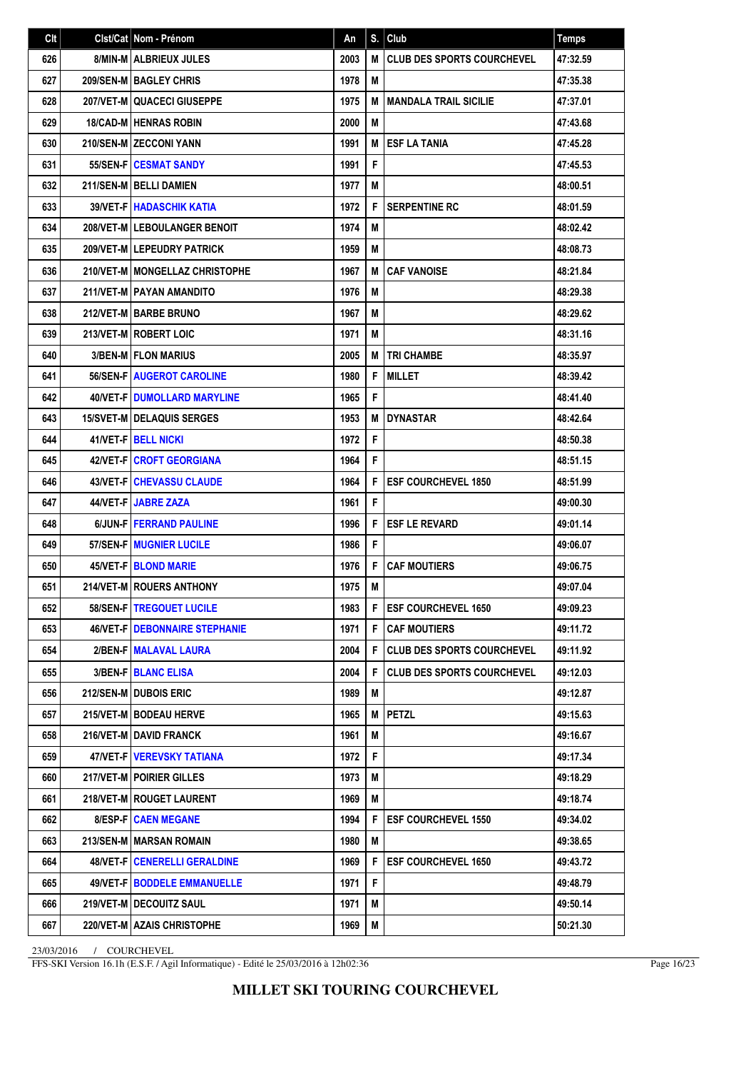| Clt | Clst/Cat | Nom - Prénom | An | S. | Club | Temps |
|---|---|---|---|---|---|---|
| 626 | 8/MIN-M | ALBRIEUX JULES | 2003 | M | CLUB DES SPORTS COURCHEVEL | 47:32.59 |
| 627 | 209/SEN-M | BAGLEY CHRIS | 1978 | M | | 47:35.38 |
| 628 | 207/VET-M | QUACECI GIUSEPPE | 1975 | M | MANDALA TRAIL SICILIE | 47:37.01 |
| 629 | 18/CAD-M | HENRAS ROBIN | 2000 | M | | 47:43.68 |
| 630 | 210/SEN-M | ZECCONI YANN | 1991 | M | ESF LA TANIA | 47:45.28 |
| 631 | 55/SEN-F | CESMAT SANDY | 1991 | F | | 47:45.53 |
| 632 | 211/SEN-M | BELLI DAMIEN | 1977 | M | | 48:00.51 |
| 633 | 39/VET-F | HADASCHIK KATIA | 1972 | F | SERPENTINE RC | 48:01.59 |
| 634 | 208/VET-M | LEBOULANGER BENOIT | 1974 | M | | 48:02.42 |
| 635 | 209/VET-M | LEPEUDRY PATRICK | 1959 | M | | 48:08.73 |
| 636 | 210/VET-M | MONGELLAZ CHRISTOPHE | 1967 | M | CAF VANOISE | 48:21.84 |
| 637 | 211/VET-M | PAYAN AMANDITO | 1976 | M | | 48:29.38 |
| 638 | 212/VET-M | BARBE BRUNO | 1967 | M | | 48:29.62 |
| 639 | 213/VET-M | ROBERT LOIC | 1971 | M | | 48:31.16 |
| 640 | 3/BEN-M | FLON MARIUS | 2005 | M | TRI CHAMBE | 48:35.97 |
| 641 | 56/SEN-F | AUGEROT CAROLINE | 1980 | F | MILLET | 48:39.42 |
| 642 | 40/VET-F | DUMOLLARD MARYLINE | 1965 | F | | 48:41.40 |
| 643 | 15/SVET-M | DELAQUIS SERGES | 1953 | M | DYNASTAR | 48:42.64 |
| 644 | 41/VET-F | BELL NICKI | 1972 | F | | 48:50.38 |
| 645 | 42/VET-F | CROFT GEORGIANA | 1964 | F | | 48:51.15 |
| 646 | 43/VET-F | CHEVASSU CLAUDE | 1964 | F | ESF COURCHEVEL 1850 | 48:51.99 |
| 647 | 44/VET-F | JABRE ZAZA | 1961 | F | | 49:00.30 |
| 648 | 6/JUN-F | FERRAND PAULINE | 1996 | F | ESF LE REVARD | 49:01.14 |
| 649 | 57/SEN-F | MUGNIER LUCILE | 1986 | F | | 49:06.07 |
| 650 | 45/VET-F | BLOND MARIE | 1976 | F | CAF MOUTIERS | 49:06.75 |
| 651 | 214/VET-M | ROUERS ANTHONY | 1975 | M | | 49:07.04 |
| 652 | 58/SEN-F | TREGOUET LUCILE | 1983 | F | ESF COURCHEVEL 1650 | 49:09.23 |
| 653 | 46/VET-F | DEBONNAIRE STEPHANIE | 1971 | F | CAF MOUTIERS | 49:11.72 |
| 654 | 2/BEN-F | MALAVAL LAURA | 2004 | F | CLUB DES SPORTS COURCHEVEL | 49:11.92 |
| 655 | 3/BEN-F | BLANC ELISA | 2004 | F | CLUB DES SPORTS COURCHEVEL | 49:12.03 |
| 656 | 212/SEN-M | DUBOIS ERIC | 1989 | M | | 49:12.87 |
| 657 | 215/VET-M | BODEAU HERVE | 1965 | M | PETZL | 49:15.63 |
| 658 | 216/VET-M | DAVID FRANCK | 1961 | M | | 49:16.67 |
| 659 | 47/VET-F | VEREVSKY TATIANA | 1972 | F | | 49:17.34 |
| 660 | 217/VET-M | POIRIER GILLES | 1973 | M | | 49:18.29 |
| 661 | 218/VET-M | ROUGET LAURENT | 1969 | M | | 49:18.74 |
| 662 | 8/ESP-F | CAEN MEGANE | 1994 | F | ESF COURCHEVEL 1550 | 49:34.02 |
| 663 | 213/SEN-M | MARSAN ROMAIN | 1980 | M | | 49:38.65 |
| 664 | 48/VET-F | CENERELLI GERALDINE | 1969 | F | ESF COURCHEVEL 1650 | 49:43.72 |
| 665 | 49/VET-F | BODDELE EMMANUELLE | 1971 | F | | 49:48.79 |
| 666 | 219/VET-M | DECOUITZ SAUL | 1971 | M | | 49:50.14 |
| 667 | 220/VET-M | AZAIS CHRISTOPHE | 1969 | M | | 50:21.30 |

23/03/2016 / COURCHEVEL

FFS-SKI Version 16.1h (E.S.F. / Agil Informatique) - Edité le 25/03/2016 à 12h02:36

**MILLET SKI TOURING COURCHEVEL**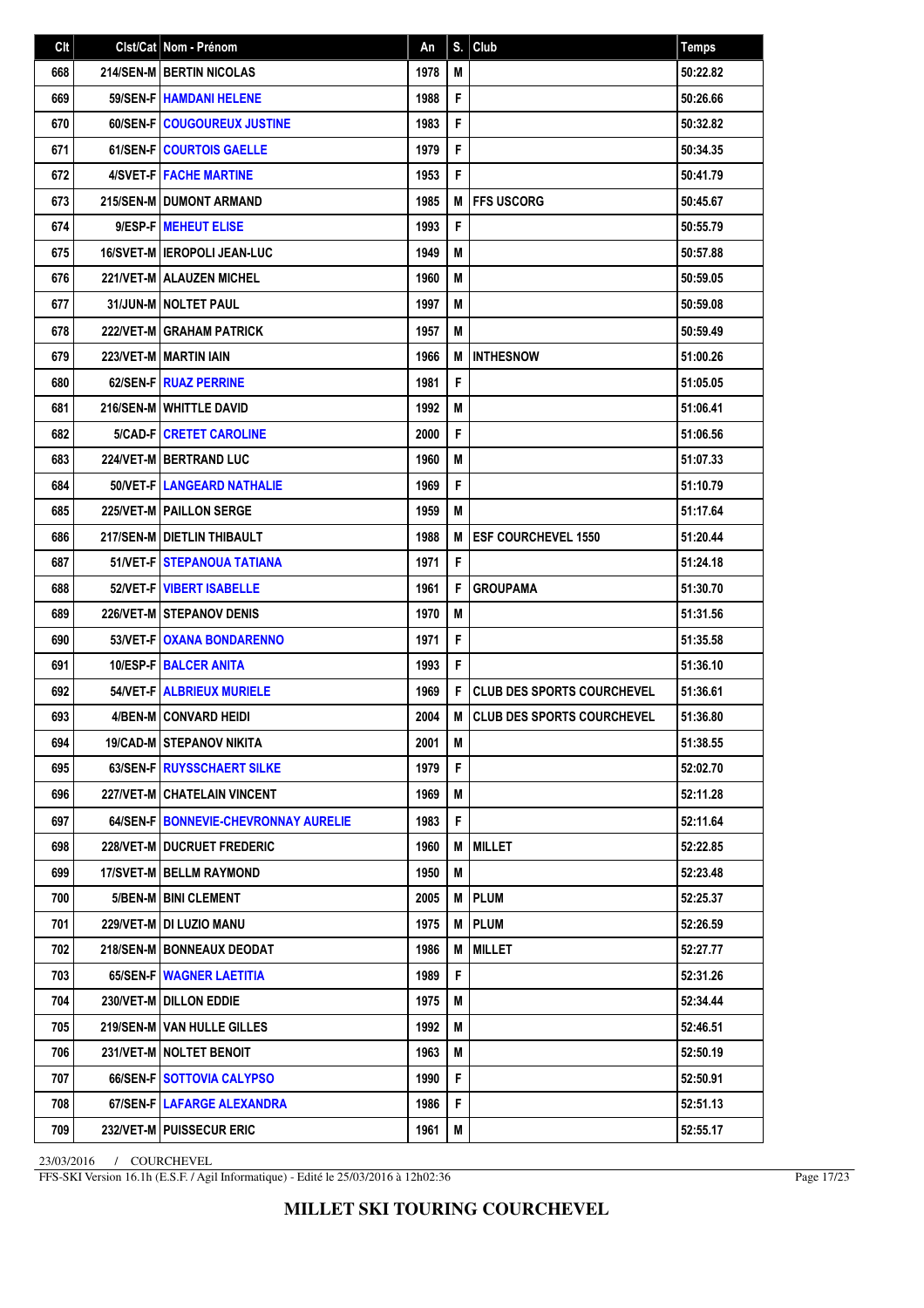| Clt | Clst/Cat | Nom - Prénom | An | S. | Club | Temps |
|---|---|---|---|---|---|---|
| 668 | 214/SEN-M | BERTIN NICOLAS | 1978 | M | | 50:22.82 |
| 669 | 59/SEN-F | HAMDANI HELENE | 1988 | F | | 50:26.66 |
| 670 | 60/SEN-F | COUGOUREUX JUSTINE | 1983 | F | | 50:32.82 |
| 671 | 61/SEN-F | COURTOIS GAELLE | 1979 | F | | 50:34.35 |
| 672 | 4/SVET-F | FACHE MARTINE | 1953 | F | | 50:41.79 |
| 673 | 215/SEN-M | DUMONT ARMAND | 1985 | M | FFS USCORG | 50:45.67 |
| 674 | 9/ESP-F | MEHEUT ELISE | 1993 | F | | 50:55.79 |
| 675 | 16/SVET-M | IEROPOLI JEAN-LUC | 1949 | M | | 50:57.88 |
| 676 | 221/VET-M | ALAUZEN MICHEL | 1960 | M | | 50:59.05 |
| 677 | 31/JUN-M | NOLTET PAUL | 1997 | M | | 50:59.08 |
| 678 | 222/VET-M | GRAHAM PATRICK | 1957 | M | | 50:59.49 |
| 679 | 223/VET-M | MARTIN IAIN | 1966 | M | INTHESNOW | 51:00.26 |
| 680 | 62/SEN-F | RUAZ PERRINE | 1981 | F | | 51:05.05 |
| 681 | 216/SEN-M | WHITTLE DAVID | 1992 | M | | 51:06.41 |
| 682 | 5/CAD-F | CRETET CAROLINE | 2000 | F | | 51:06.56 |
| 683 | 224/VET-M | BERTRAND LUC | 1960 | M | | 51:07.33 |
| 684 | 50/VET-F | LANGEARD NATHALIE | 1969 | F | | 51:10.79 |
| 685 | 225/VET-M | PAILLON SERGE | 1959 | M | | 51:17.64 |
| 686 | 217/SEN-M | DIETLIN THIBAULT | 1988 | M | ESF COURCHEVEL 1550 | 51:20.44 |
| 687 | 51/VET-F | STEPANOUA TATIANA | 1971 | F | | 51:24.18 |
| 688 | 52/VET-F | VIBERT ISABELLE | 1961 | F | GROUPAMA | 51:30.70 |
| 689 | 226/VET-M | STEPANOV DENIS | 1970 | M | | 51:31.56 |
| 690 | 53/VET-F | OXANA BONDARENNO | 1971 | F | | 51:35.58 |
| 691 | 10/ESP-F | BALCER ANITA | 1993 | F | | 51:36.10 |
| 692 | 54/VET-F | ALBRIEUX MURIELE | 1969 | F | CLUB DES SPORTS COURCHEVEL | 51:36.61 |
| 693 | 4/BEN-M | CONVARD HEIDI | 2004 | M | CLUB DES SPORTS COURCHEVEL | 51:36.80 |
| 694 | 19/CAD-M | STEPANOV NIKITA | 2001 | M | | 51:38.55 |
| 695 | 63/SEN-F | RUYSSCHAERT SILKE | 1979 | F | | 52:02.70 |
| 696 | 227/VET-M | CHATELAIN VINCENT | 1969 | M | | 52:11.28 |
| 697 | 64/SEN-F | BONNEVIE-CHEVRONNAY AURELIE | 1983 | F | | 52:11.64 |
| 698 | 228/VET-M | DUCRUET FREDERIC | 1960 | M | MILLET | 52:22.85 |
| 699 | 17/SVET-M | BELLM RAYMOND | 1950 | M | | 52:23.48 |
| 700 | 5/BEN-M | BINI CLEMENT | 2005 | M | PLUM | 52:25.37 |
| 701 | 229/VET-M | DI LUZIO MANU | 1975 | M | PLUM | 52:26.59 |
| 702 | 218/SEN-M | BONNEAUX DEODAT | 1986 | M | MILLET | 52:27.77 |
| 703 | 65/SEN-F | WAGNER LAETITIA | 1989 | F | | 52:31.26 |
| 704 | 230/VET-M | DILLON EDDIE | 1975 | M | | 52:34.44 |
| 705 | 219/SEN-M | VAN HULLE GILLES | 1992 | M | | 52:46.51 |
| 706 | 231/VET-M | NOLTET BENOIT | 1963 | M | | 52:50.19 |
| 707 | 66/SEN-F | SOTTOVIA CALYPSO | 1990 | F | | 52:50.91 |
| 708 | 67/SEN-F | LAFARGE ALEXANDRA | 1986 | F | | 52:51.13 |
| 709 | 232/VET-M | PUISSECUR ERIC | 1961 | M | | 52:55.17 |

23/03/2016 / COURCHEVEL

FFS-SKI Version 16.1h (E.S.F. / Agil Informatique) - Edité le 25/03/2016 à 12h02:36

**MILLET SKI TOURING COURCHEVEL**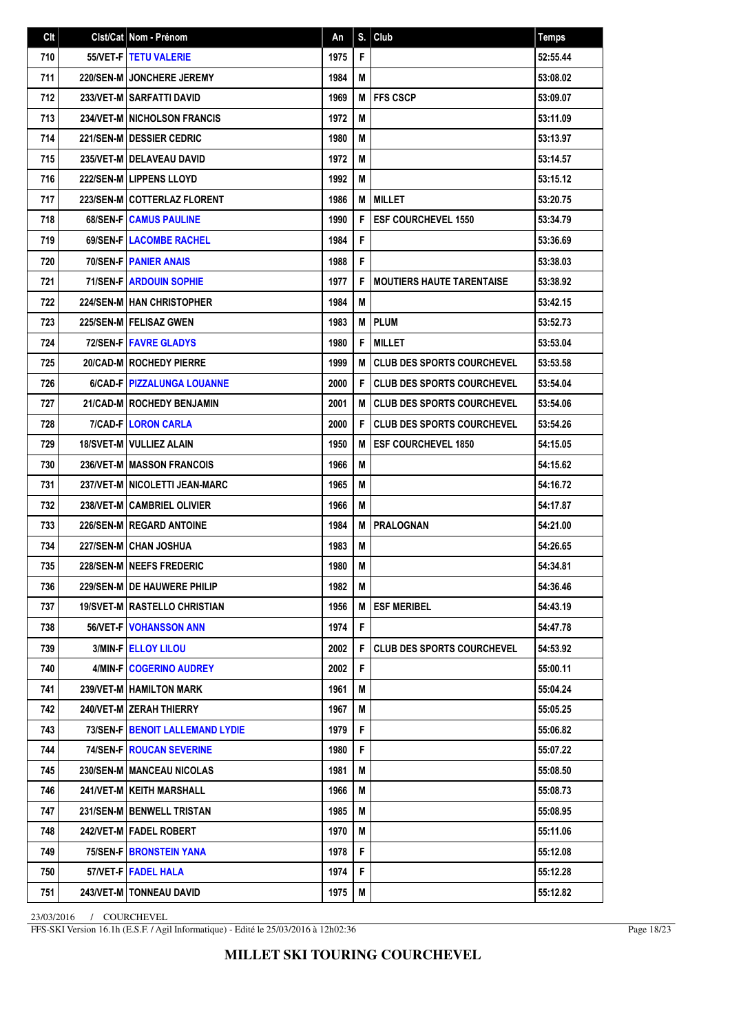| Clt | Clst/Cat | Nom - Prénom | An | S. | Club | Temps |
|---|---|---|---|---|---|---|
| 710 | 55/VET-F | TETU VALERIE | 1975 | F | | 52:55.44 |
| 711 | 220/SEN-M | JONCHERE JEREMY | 1984 | M | | 53:08.02 |
| 712 | 233/VET-M | SARFATTI DAVID | 1969 | M | FFS CSCP | 53:09.07 |
| 713 | 234/VET-M | NICHOLSON FRANCIS | 1972 | M | | 53:11.09 |
| 714 | 221/SEN-M | DESSIER CEDRIC | 1980 | M | | 53:13.97 |
| 715 | 235/VET-M | DELAVEAU DAVID | 1972 | M | | 53:14.57 |
| 716 | 222/SEN-M | LIPPENS LLOYD | 1992 | M | | 53:15.12 |
| 717 | 223/SEN-M | COTTERLAZ FLORENT | 1986 | M | MILLET | 53:20.75 |
| 718 | 68/SEN-F | CAMUS PAULINE | 1990 | F | ESF COURCHEVEL 1550 | 53:34.79 |
| 719 | 69/SEN-F | LACOMBE RACHEL | 1984 | F | | 53:36.69 |
| 720 | 70/SEN-F | PANIER ANAIS | 1988 | F | | 53:38.03 |
| 721 | 71/SEN-F | ARDOUIN SOPHIE | 1977 | F | MOUTIERS HAUTE TARENTAISE | 53:38.92 |
| 722 | 224/SEN-M | HAN CHRISTOPHER | 1984 | M | | 53:42.15 |
| 723 | 225/SEN-M | FELISAZ GWEN | 1983 | M | PLUM | 53:52.73 |
| 724 | 72/SEN-F | FAVRE GLADYS | 1980 | F | MILLET | 53:53.04 |
| 725 | 20/CAD-M | ROCHEDY PIERRE | 1999 | M | CLUB DES SPORTS COURCHEVEL | 53:53.58 |
| 726 | 6/CAD-F | PIZZALUNGA LOUANNE | 2000 | F | CLUB DES SPORTS COURCHEVEL | 53:54.04 |
| 727 | 21/CAD-M | ROCHEDY BENJAMIN | 2001 | M | CLUB DES SPORTS COURCHEVEL | 53:54.06 |
| 728 | 7/CAD-F | LORON CARLA | 2000 | F | CLUB DES SPORTS COURCHEVEL | 53:54.26 |
| 729 | 18/SVET-M | VULLIEZ ALAIN | 1950 | M | ESF COURCHEVEL 1850 | 54:15.05 |
| 730 | 236/VET-M | MASSON FRANCOIS | 1966 | M | | 54:15.62 |
| 731 | 237/VET-M | NICOLETTI JEAN-MARC | 1965 | M | | 54:16.72 |
| 732 | 238/VET-M | CAMBRIEL OLIVIER | 1966 | M | | 54:17.87 |
| 733 | 226/SEN-M | REGARD ANTOINE | 1984 | M | PRALOGNAN | 54:21.00 |
| 734 | 227/SEN-M | CHAN JOSHUA | 1983 | M | | 54:26.65 |
| 735 | 228/SEN-M | NEEFS FREDERIC | 1980 | M | | 54:34.81 |
| 736 | 229/SEN-M | DE HAUWERE PHILIP | 1982 | M | | 54:36.46 |
| 737 | 19/SVET-M | RASTELLO CHRISTIAN | 1956 | M | ESF MERIBEL | 54:43.19 |
| 738 | 56/VET-F | VOHANSSON ANN | 1974 | F | | 54:47.78 |
| 739 | 3/MIN-F | ELLOY LILOU | 2002 | F | CLUB DES SPORTS COURCHEVEL | 54:53.92 |
| 740 | 4/MIN-F | COGERINO AUDREY | 2002 | F | | 55:00.11 |
| 741 | 239/VET-M | HAMILTON MARK | 1961 | M | | 55:04.24 |
| 742 | 240/VET-M | ZERAH THIERRY | 1967 | M | | 55:05.25 |
| 743 | 73/SEN-F | BENOIT LALLEMAND LYDIE | 1979 | F | | 55:06.82 |
| 744 | 74/SEN-F | ROUCAN SEVERINE | 1980 | F | | 55:07.22 |
| 745 | 230/SEN-M | MANCEAU NICOLAS | 1981 | M | | 55:08.50 |
| 746 | 241/VET-M | KEITH MARSHALL | 1966 | M | | 55:08.73 |
| 747 | 231/SEN-M | BENWELL TRISTAN | 1985 | M | | 55:08.95 |
| 748 | 242/VET-M | FADEL ROBERT | 1970 | M | | 55:11.06 |
| 749 | 75/SEN-F | BRONSTEIN YANA | 1978 | F | | 55:12.08 |
| 750 | 57/VET-F | FADEL HALA | 1974 | F | | 55:12.28 |
| 751 | 243/VET-M | TONNEAU DAVID | 1975 | M | | 55:12.82 |

23/03/2016 / COURCHEVEL

FFS-SKI Version 16.1h (E.S.F. / Agil Informatique) - Edité le 25/03/2016 à 12h02:36

**MILLET SKI TOURING COURCHEVEL**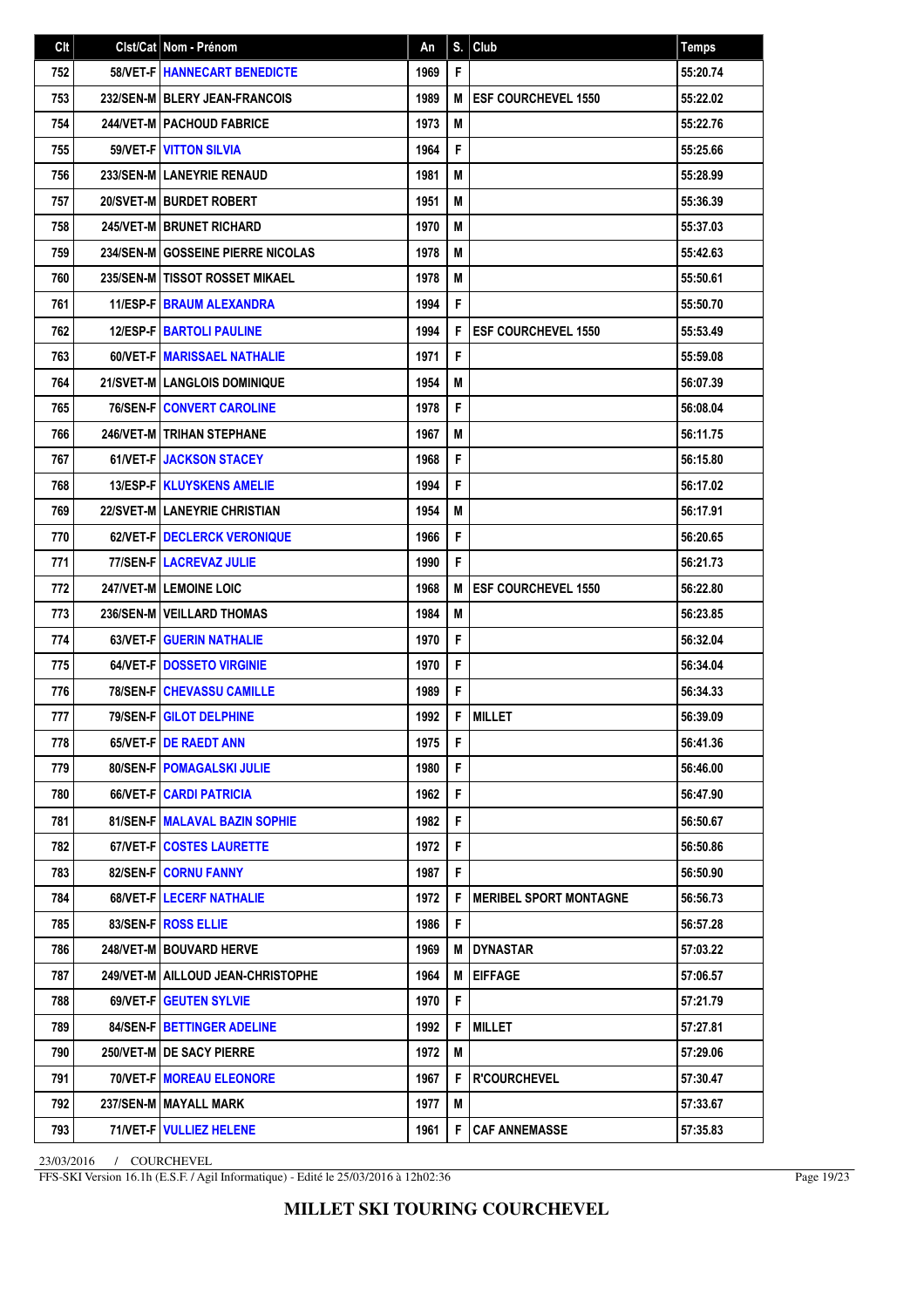| Clt | Clst/Cat | Nom - Prénom | An | S. | Club | Temps |
|---|---|---|---|---|---|---|
| 752 | 58/VET-F | HANNECART BENEDICTE | 1969 | F | | 55:20.74 |
| 753 | 232/SEN-M | BLERY JEAN-FRANCOIS | 1989 | M | ESF COURCHEVEL 1550 | 55:22.02 |
| 754 | 244/VET-M | PACHOUD FABRICE | 1973 | M | | 55:22.76 |
| 755 | 59/VET-F | VITTON SILVIA | 1964 | F | | 55:25.66 |
| 756 | 233/SEN-M | LANEYRIE RENAUD | 1981 | M | | 55:28.99 |
| 757 | 20/SVET-M | BURDET ROBERT | 1951 | M | | 55:36.39 |
| 758 | 245/VET-M | BRUNET RICHARD | 1970 | M | | 55:37.03 |
| 759 | 234/SEN-M | GOSSEINE PIERRE NICOLAS | 1978 | M | | 55:42.63 |
| 760 | 235/SEN-M | TISSOT ROSSET MIKAEL | 1978 | M | | 55:50.61 |
| 761 | 11/ESP-F | BRAUM ALEXANDRA | 1994 | F | | 55:50.70 |
| 762 | 12/ESP-F | BARTOLI PAULINE | 1994 | F | ESF COURCHEVEL 1550 | 55:53.49 |
| 763 | 60/VET-F | MARISSAEL NATHALIE | 1971 | F | | 55:59.08 |
| 764 | 21/SVET-M | LANGLOIS DOMINIQUE | 1954 | M | | 56:07.39 |
| 765 | 76/SEN-F | CONVERT CAROLINE | 1978 | F | | 56:08.04 |
| 766 | 246/VET-M | TRIHAN STEPHANE | 1967 | M | | 56:11.75 |
| 767 | 61/VET-F | JACKSON STACEY | 1968 | F | | 56:15.80 |
| 768 | 13/ESP-F | KLUYSKENS AMELIE | 1994 | F | | 56:17.02 |
| 769 | 22/SVET-M | LANEYRIE CHRISTIAN | 1954 | M | | 56:17.91 |
| 770 | 62/VET-F | DECLERCK VERONIQUE | 1966 | F | | 56:20.65 |
| 771 | 77/SEN-F | LACREVAZ JULIE | 1990 | F | | 56:21.73 |
| 772 | 247/VET-M | LEMOINE LOIC | 1968 | M | ESF COURCHEVEL 1550 | 56:22.80 |
| 773 | 236/SEN-M | VEILLARD THOMAS | 1984 | M | | 56:23.85 |
| 774 | 63/VET-F | GUERIN NATHALIE | 1970 | F | | 56:32.04 |
| 775 | 64/VET-F | DOSSETO VIRGINIE | 1970 | F | | 56:34.04 |
| 776 | 78/SEN-F | CHEVASSU CAMILLE | 1989 | F | | 56:34.33 |
| 777 | 79/SEN-F | GILOT DELPHINE | 1992 | F | MILLET | 56:39.09 |
| 778 | 65/VET-F | DE RAEDT ANN | 1975 | F | | 56:41.36 |
| 779 | 80/SEN-F | POMAGALSKI JULIE | 1980 | F | | 56:46.00 |
| 780 | 66/VET-F | CARDI PATRICIA | 1962 | F | | 56:47.90 |
| 781 | 81/SEN-F | MALAVAL BAZIN SOPHIE | 1982 | F | | 56:50.67 |
| 782 | 67/VET-F | COSTES LAURETTE | 1972 | F | | 56:50.86 |
| 783 | 82/SEN-F | CORNU FANNY | 1987 | F | | 56:50.90 |
| 784 | 68/VET-F | LECERF NATHALIE | 1972 | F | MERIBEL SPORT MONTAGNE | 56:56.73 |
| 785 | 83/SEN-F | ROSS ELLIE | 1986 | F | | 56:57.28 |
| 786 | 248/VET-M | BOUVARD HERVE | 1969 | M | DYNASTAR | 57:03.22 |
| 787 | 249/VET-M | AILLOUD JEAN-CHRISTOPHE | 1964 | M | EIFFAGE | 57:06.57 |
| 788 | 69/VET-F | GEUTEN SYLVIE | 1970 | F | | 57:21.79 |
| 789 | 84/SEN-F | BETTINGER ADELINE | 1992 | F | MILLET | 57:27.81 |
| 790 | 250/VET-M | DE SACY PIERRE | 1972 | M | | 57:29.06 |
| 791 | 70/VET-F | MOREAU ELEONORE | 1967 | F | R'COURCHEVEL | 57:30.47 |
| 792 | 237/SEN-M | MAYALL MARK | 1977 | M | | 57:33.67 |
| 793 | 71/VET-F | VULLIEZ HELENE | 1961 | F | CAF ANNEMASSE | 57:35.83 |

23/03/2016 / COURCHEVEL

FFS-SKI Version 16.1h (E.S.F. / Agil Informatique) - Edité le 25/03/2016 à 12h02:36

**MILLET SKI TOURING COURCHEVEL**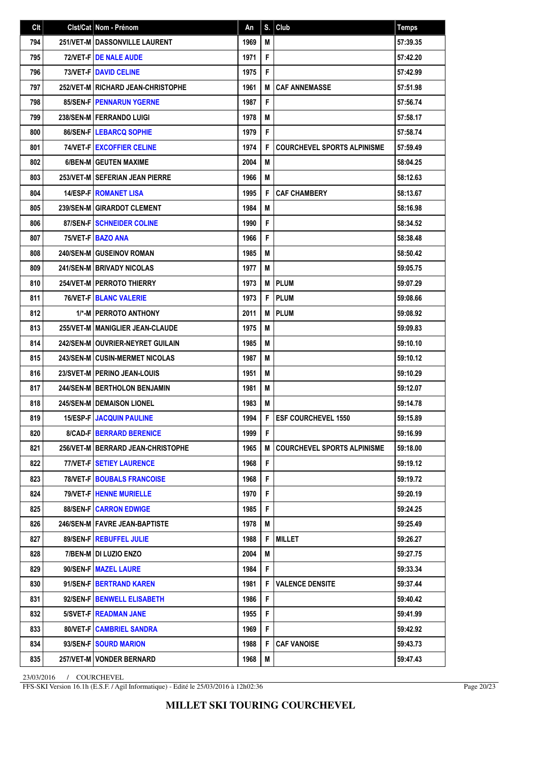| Clt | Clst/Cat | Nom - Prénom | An | S. | Club | Temps |
|---|---|---|---|---|---|---|
| 794 | 251/VET-M | DASSONVILLE LAURENT | 1969 | M | | 57:39.35 |
| 795 | 72/VET-F | DE NALE AUDE | 1971 | F | | 57:42.20 |
| 796 | 73/VET-F | DAVID CELINE | 1975 | F | | 57:42.99 |
| 797 | 252/VET-M | RICHARD JEAN-CHRISTOPHE | 1961 | M | CAF ANNEMASSE | 57:51.98 |
| 798 | 85/SEN-F | PENNARUN YGERNE | 1987 | F | | 57:56.74 |
| 799 | 238/SEN-M | FERRANDO LUIGI | 1978 | M | | 57:58.17 |
| 800 | 86/SEN-F | LEBARCQ SOPHIE | 1979 | F | | 57:58.74 |
| 801 | 74/VET-F | EXCOFFIER CELINE | 1974 | F | COURCHEVEL SPORTS ALPINISME | 57:59.49 |
| 802 | 6/BEN-M | GEUTEN MAXIME | 2004 | M | | 58:04.25 |
| 803 | 253/VET-M | SEFERIAN JEAN PIERRE | 1966 | M | | 58:12.63 |
| 804 | 14/ESP-F | ROMANET LISA | 1995 | F | CAF CHAMBERY | 58:13.67 |
| 805 | 239/SEN-M | GIRARDOT CLEMENT | 1984 | M | | 58:16.98 |
| 806 | 87/SEN-F | SCHNEIDER COLINE | 1990 | F | | 58:34.52 |
| 807 | 75/VET-F | BAZO ANA | 1966 | F | | 58:38.48 |
| 808 | 240/SEN-M | GUSEINOV ROMAN | 1985 | M | | 58:50.42 |
| 809 | 241/SEN-M | BRIVADY NICOLAS | 1977 | M | | 59:05.75 |
| 810 | 254/VET-M | PERROTO THIERRY | 1973 | M | PLUM | 59:07.29 |
| 811 | 76/VET-F | BLANC VALERIE | 1973 | F | PLUM | 59:08.66 |
| 812 | 1/*-M | PERROTO ANTHONY | 2011 | M | PLUM | 59:08.92 |
| 813 | 255/VET-M | MANIGLIER JEAN-CLAUDE | 1975 | M | | 59:09.83 |
| 814 | 242/SEN-M | OUVRIER-NEYRET GUILAIN | 1985 | M | | 59:10.10 |
| 815 | 243/SEN-M | CUSIN-MERMET NICOLAS | 1987 | M | | 59:10.12 |
| 816 | 23/SVET-M | PERINO JEAN-LOUIS | 1951 | M | | 59:10.29 |
| 817 | 244/SEN-M | BERTHOLON BENJAMIN | 1981 | M | | 59:12.07 |
| 818 | 245/SEN-M | DEMAISON LIONEL | 1983 | M | | 59:14.78 |
| 819 | 15/ESP-F | JACQUIN PAULINE | 1994 | F | ESF COURCHEVEL 1550 | 59:15.89 |
| 820 | 8/CAD-F | BERRARD BERENICE | 1999 | F | | 59:16.99 |
| 821 | 256/VET-M | BERRARD JEAN-CHRISTOPHE | 1965 | M | COURCHEVEL SPORTS ALPINISME | 59:18.00 |
| 822 | 77/VET-F | SETIEY LAURENCE | 1968 | F | | 59:19.12 |
| 823 | 78/VET-F | BOUBALS FRANCOISE | 1968 | F | | 59:19.72 |
| 824 | 79/VET-F | HENNE MURIELLE | 1970 | F | | 59:20.19 |
| 825 | 88/SEN-F | CARRON EDWIGE | 1985 | F | | 59:24.25 |
| 826 | 246/SEN-M | FAVRE JEAN-BAPTISTE | 1978 | M | | 59:25.49 |
| 827 | 89/SEN-F | REBUFFEL JULIE | 1988 | F | MILLET | 59:26.27 |
| 828 | 7/BEN-M | DI LUZIO ENZO | 2004 | M | | 59:27.75 |
| 829 | 90/SEN-F | MAZEL LAURE | 1984 | F | | 59:33.34 |
| 830 | 91/SEN-F | BERTRAND KAREN | 1981 | F | VALENCE DENSITE | 59:37.44 |
| 831 | 92/SEN-F | BENWELL ELISABETH | 1986 | F | | 59:40.42 |
| 832 | 5/SVET-F | READMAN JANE | 1955 | F | | 59:41.99 |
| 833 | 80/VET-F | CAMBRIEL SANDRA | 1969 | F | | 59:42.92 |
| 834 | 93/SEN-F | SOURD MARION | 1988 | F | CAF VANOISE | 59:43.73 |
| 835 | 257/VET-M | VONDER BERNARD | 1968 | M | | 59:47.43 |

23/03/2016 / COURCHEVEL

FFS-SKI Version 16.1h (E.S.F. / Agil Informatique) - Edité le 25/03/2016 à 12h02:36

**MILLET SKI TOURING COURCHEVEL**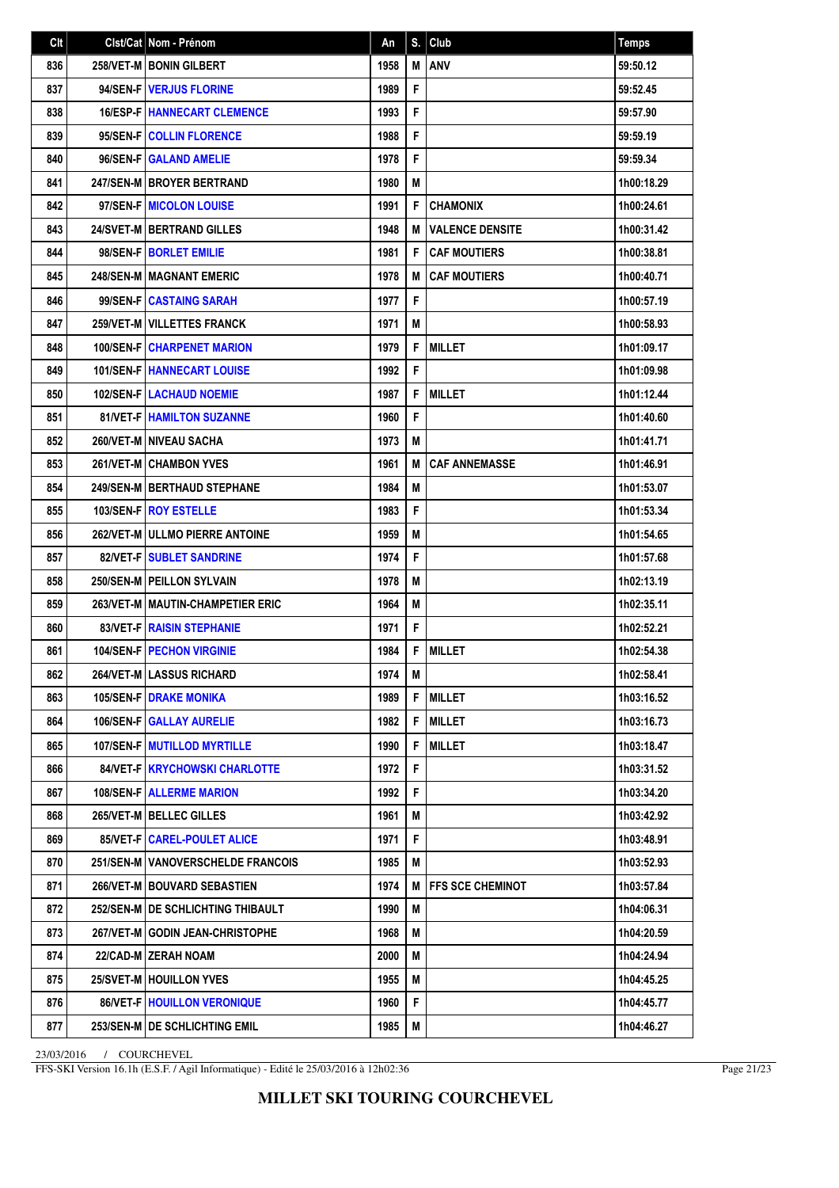| Clt | Clst/Cat | Nom - Prénom | An | S. | Club | Temps |
|---|---|---|---|---|---|---|
| 836 | 258/VET-M | BONIN GILBERT | 1958 | M | ANV | 59:50.12 |
| 837 | 94/SEN-F | VERJUS FLORINE | 1989 | F | | 59:52.45 |
| 838 | 16/ESP-F | HANNECART CLEMENCE | 1993 | F | | 59:57.90 |
| 839 | 95/SEN-F | COLLIN FLORENCE | 1988 | F | | 59:59.19 |
| 840 | 96/SEN-F | GALAND AMELIE | 1978 | F | | 59:59.34 |
| 841 | 247/SEN-M | BROYER BERTRAND | 1980 | M | | 1h00:18.29 |
| 842 | 97/SEN-F | MICOLON LOUISE | 1991 | F | CHAMONIX | 1h00:24.61 |
| 843 | 24/SVET-M | BERTRAND GILLES | 1948 | M | VALENCE DENSITE | 1h00:31.42 |
| 844 | 98/SEN-F | BORLET EMILIE | 1981 | F | CAF MOUTIERS | 1h00:38.81 |
| 845 | 248/SEN-M | MAGNANT EMERIC | 1978 | M | CAF MOUTIERS | 1h00:40.71 |
| 846 | 99/SEN-F | CASTAING SARAH | 1977 | F | | 1h00:57.19 |
| 847 | 259/VET-M | VILLETTES FRANCK | 1971 | M | | 1h00:58.93 |
| 848 | 100/SEN-F | CHARPENET MARION | 1979 | F | MILLET | 1h01:09.17 |
| 849 | 101/SEN-F | HANNECART LOUISE | 1992 | F | | 1h01:09.98 |
| 850 | 102/SEN-F | LACHAUD NOEMIE | 1987 | F | MILLET | 1h01:12.44 |
| 851 | 81/VET-F | HAMILTON SUZANNE | 1960 | F | | 1h01:40.60 |
| 852 | 260/VET-M | NIVEAU SACHA | 1973 | M | | 1h01:41.71 |
| 853 | 261/VET-M | CHAMBON YVES | 1961 | M | CAF ANNEMASSE | 1h01:46.91 |
| 854 | 249/SEN-M | BERTHAUD STEPHANE | 1984 | M | | 1h01:53.07 |
| 855 | 103/SEN-F | ROY ESTELLE | 1983 | F | | 1h01:53.34 |
| 856 | 262/VET-M | ULLMO PIERRE ANTOINE | 1959 | M | | 1h01:54.65 |
| 857 | 82/VET-F | SUBLET SANDRINE | 1974 | F | | 1h01:57.68 |
| 858 | 250/SEN-M | PEILLON SYLVAIN | 1978 | M | | 1h02:13.19 |
| 859 | 263/VET-M | MAUTIN-CHAMPETIER ERIC | 1964 | M | | 1h02:35.11 |
| 860 | 83/VET-F | RAISIN STEPHANIE | 1971 | F | | 1h02:52.21 |
| 861 | 104/SEN-F | PECHON VIRGINIE | 1984 | F | MILLET | 1h02:54.38 |
| 862 | 264/VET-M | LASSUS RICHARD | 1974 | M | | 1h02:58.41 |
| 863 | 105/SEN-F | DRAKE MONIKA | 1989 | F | MILLET | 1h03:16.52 |
| 864 | 106/SEN-F | GALLAY AURELIE | 1982 | F | MILLET | 1h03:16.73 |
| 865 | 107/SEN-F | MUTILLOD MYRTILLE | 1990 | F | MILLET | 1h03:18.47 |
| 866 | 84/VET-F | KRYCHOWSKI CHARLOTTE | 1972 | F | | 1h03:31.52 |
| 867 | 108/SEN-F | ALLERME MARION | 1992 | F | | 1h03:34.20 |
| 868 | 265/VET-M | BELLEC GILLES | 1961 | M | | 1h03:42.92 |
| 869 | 85/VET-F | CAREL-POULET ALICE | 1971 | F | | 1h03:48.91 |
| 870 | 251/SEN-M | VANOVERSCHELDE FRANCOIS | 1985 | M | | 1h03:52.93 |
| 871 | 266/VET-M | BOUVARD SEBASTIEN | 1974 | M | FFS SCE CHEMINOT | 1h03:57.84 |
| 872 | 252/SEN-M | DE SCHLICHTING THIBAULT | 1990 | M | | 1h04:06.31 |
| 873 | 267/VET-M | GODIN JEAN-CHRISTOPHE | 1968 | M | | 1h04:20.59 |
| 874 | 22/CAD-M | ZERAH NOAM | 2000 | M | | 1h04:24.94 |
| 875 | 25/SVET-M | HOUILLON YVES | 1955 | M | | 1h04:45.25 |
| 876 | 86/VET-F | HOUILLON VERONIQUE | 1960 | F | | 1h04:45.77 |
| 877 | 253/SEN-M | DE SCHLICHTING EMIL | 1985 | M | | 1h04:46.27 |

23/03/2016 / COURCHEVEL

FFS-SKI Version 16.1h (E.S.F. / Agil Informatique) - Edité le 25/03/2016 à 12h02:36

**MILLET SKI TOURING COURCHEVEL**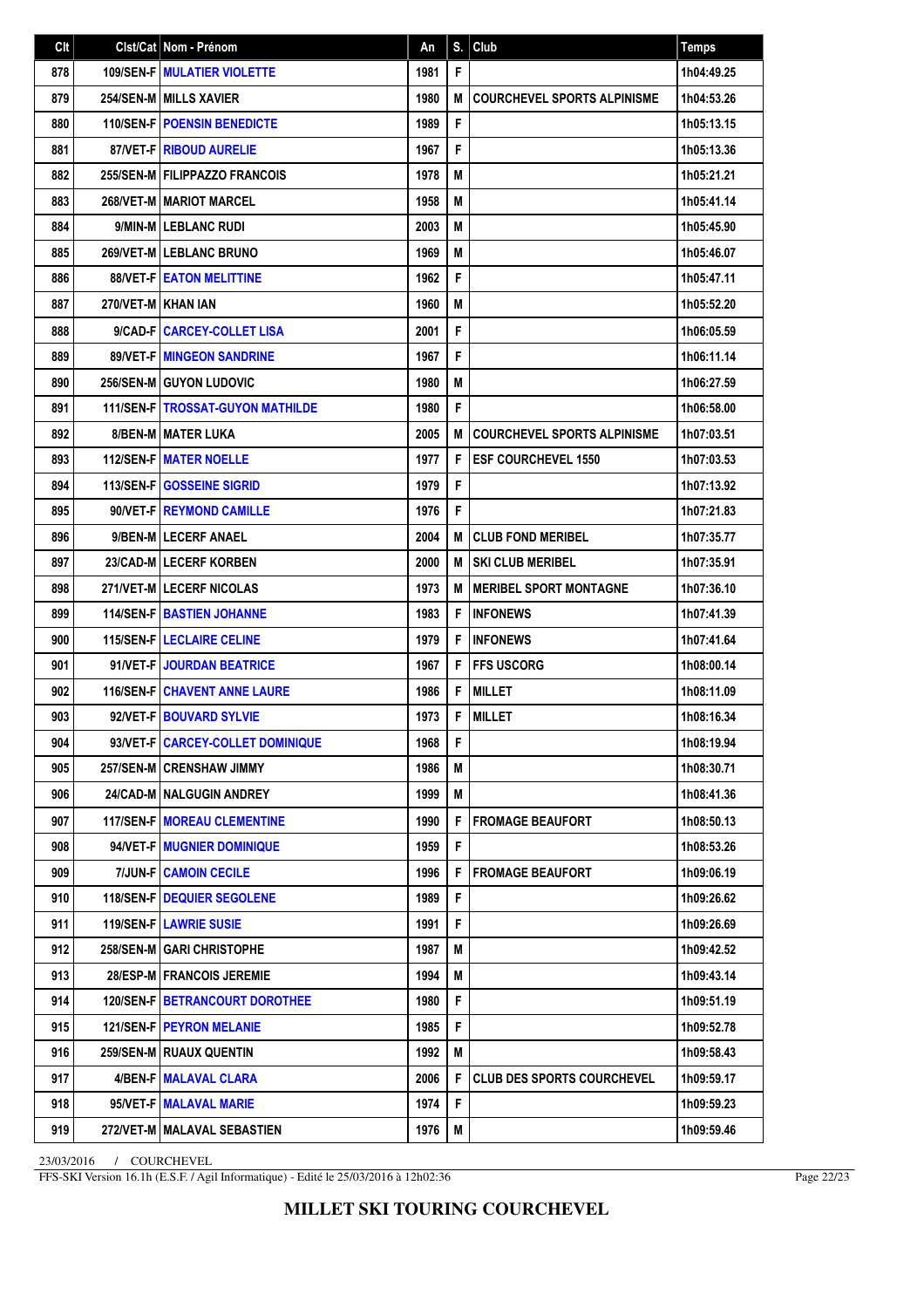| Clt | Clst/Cat | Nom - Prénom | An | S. | Club | Temps |
|---|---|---|---|---|---|---|
| 878 | 109/SEN-F | MULATIER VIOLETTE | 1981 | F | | 1h04:49.25 |
| 879 | 254/SEN-M | MILLS XAVIER | 1980 | M | COURCHEVEL SPORTS ALPINISME | 1h04:53.26 |
| 880 | 110/SEN-F | POENSIN BENEDICTE | 1989 | F | | 1h05:13.15 |
| 881 | 87/VET-F | RIBOUD AURELIE | 1967 | F | | 1h05:13.36 |
| 882 | 255/SEN-M | FILIPPAZZO FRANCOIS | 1978 | M | | 1h05:21.21 |
| 883 | 268/VET-M | MARIOT MARCEL | 1958 | M | | 1h05:41.14 |
| 884 | 9/MIN-M | LEBLANC RUDI | 2003 | M | | 1h05:45.90 |
| 885 | 269/VET-M | LEBLANC BRUNO | 1969 | M | | 1h05:46.07 |
| 886 | 88/VET-F | EATON MELITTINE | 1962 | F | | 1h05:47.11 |
| 887 | 270/VET-M | KHAN IAN | 1960 | M | | 1h05:52.20 |
| 888 | 9/CAD-F | CARCEY-COLLET LISA | 2001 | F | | 1h06:05.59 |
| 889 | 89/VET-F | MINGEON SANDRINE | 1967 | F | | 1h06:11.14 |
| 890 | 256/SEN-M | GUYON LUDOVIC | 1980 | M | | 1h06:27.59 |
| 891 | 111/SEN-F | TROSSAT-GUYON MATHILDE | 1980 | F | | 1h06:58.00 |
| 892 | 8/BEN-M | MATER LUKA | 2005 | M | COURCHEVEL SPORTS ALPINISME | 1h07:03.51 |
| 893 | 112/SEN-F | MATER NOELLE | 1977 | F | ESF COURCHEVEL 1550 | 1h07:03.53 |
| 894 | 113/SEN-F | GOSSEINE SIGRID | 1979 | F | | 1h07:13.92 |
| 895 | 90/VET-F | REYMOND CAMILLE | 1976 | F | | 1h07:21.83 |
| 896 | 9/BEN-M | LECERF ANAEL | 2004 | M | CLUB FOND MERIBEL | 1h07:35.77 |
| 897 | 23/CAD-M | LECERF KORBEN | 2000 | M | SKI CLUB MERIBEL | 1h07:35.91 |
| 898 | 271/VET-M | LECERF NICOLAS | 1973 | M | MERIBEL SPORT MONTAGNE | 1h07:36.10 |
| 899 | 114/SEN-F | BASTIEN JOHANNE | 1983 | F | INFONEWS | 1h07:41.39 |
| 900 | 115/SEN-F | LECLAIRE CELINE | 1979 | F | INFONEWS | 1h07:41.64 |
| 901 | 91/VET-F | JOURDAN BEATRICE | 1967 | F | FFS USCORG | 1h08:00.14 |
| 902 | 116/SEN-F | CHAVENT ANNE LAURE | 1986 | F | MILLET | 1h08:11.09 |
| 903 | 92/VET-F | BOUVARD SYLVIE | 1973 | F | MILLET | 1h08:16.34 |
| 904 | 93/VET-F | CARCEY-COLLET DOMINIQUE | 1968 | F | | 1h08:19.94 |
| 905 | 257/SEN-M | CRENSHAW JIMMY | 1986 | M | | 1h08:30.71 |
| 906 | 24/CAD-M | NALGUGIN ANDREY | 1999 | M | | 1h08:41.36 |
| 907 | 117/SEN-F | MOREAU CLEMENTINE | 1990 | F | FROMAGE BEAUFORT | 1h08:50.13 |
| 908 | 94/VET-F | MUGNIER DOMINIQUE | 1959 | F | | 1h08:53.26 |
| 909 | 7/JUN-F | CAMOIN CECILE | 1996 | F | FROMAGE BEAUFORT | 1h09:06.19 |
| 910 | 118/SEN-F | DEQUIER SEGOLENE | 1989 | F | | 1h09:26.62 |
| 911 | 119/SEN-F | LAWRIE SUSIE | 1991 | F | | 1h09:26.69 |
| 912 | 258/SEN-M | GARI CHRISTOPHE | 1987 | M | | 1h09:42.52 |
| 913 | 28/ESP-M | FRANCOIS JEREMIE | 1994 | M | | 1h09:43.14 |
| 914 | 120/SEN-F | BETRANCOURT DOROTHEE | 1980 | F | | 1h09:51.19 |
| 915 | 121/SEN-F | PEYRON MELANIE | 1985 | F | | 1h09:52.78 |
| 916 | 259/SEN-M | RUAUX QUENTIN | 1992 | M | | 1h09:58.43 |
| 917 | 4/BEN-F | MALAVAL CLARA | 2006 | F | CLUB DES SPORTS COURCHEVEL | 1h09:59.17 |
| 918 | 95/VET-F | MALAVAL MARIE | 1974 | F | | 1h09:59.23 |
| 919 | 272/VET-M | MALAVAL SEBASTIEN | 1976 | M | | 1h09:59.46 |

23/03/2016 / COURCHEVEL

FFS-SKI Version 16.1h (E.S.F. / Agil Informatique) - Edité le 25/03/2016 à 12h02:36

**MILLET SKI TOURING COURCHEVEL**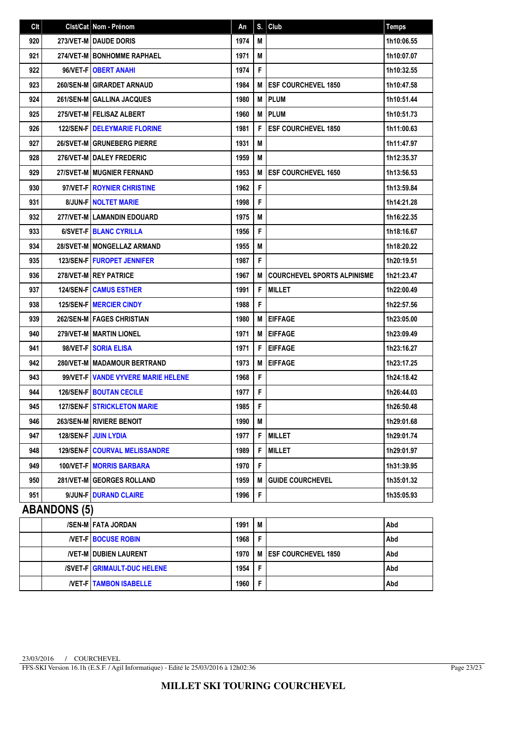| Clt | Clst/Cat | Nom - Prénom | An | S. | Club | Temps |
|---|---|---|---|---|---|---|
| 920 | 273/VET-M | DAUDE DORIS | 1974 | M | | 1h10:06.55 |
| 921 | 274/VET-M | BONHOMME RAPHAEL | 1971 | M | | 1h10:07.07 |
| 922 | 96/VET-F | OBERT ANAHI | 1974 | F | | 1h10:32.55 |
| 923 | 260/SEN-M | GIRARDET ARNAUD | 1984 | M | ESF COURCHEVEL 1850 | 1h10:47.58 |
| 924 | 261/SEN-M | GALLINA JACQUES | 1980 | M | PLUM | 1h10:51.44 |
| 925 | 275/VET-M | FELISAZ ALBERT | 1960 | M | PLUM | 1h10:51.73 |
| 926 | 122/SEN-F | DELEYMARIE FLORINE | 1981 | F | ESF COURCHEVEL 1850 | 1h11:00.63 |
| 927 | 26/SVET-M | GRUNEBERG PIERRE | 1931 | M | | 1h11:47.97 |
| 928 | 276/VET-M | DALEY FREDERIC | 1959 | M | | 1h12:35.37 |
| 929 | 27/SVET-M | MUGNIER FERNAND | 1953 | M | ESF COURCHEVEL 1650 | 1h13:56.53 |
| 930 | 97/VET-F | ROYNIER CHRISTINE | 1962 | F | | 1h13:59.84 |
| 931 | 8/JUN-F | NOLTET MARIE | 1998 | F | | 1h14:21.28 |
| 932 | 277/VET-M | LAMANDIN EDOUARD | 1975 | M | | 1h16:22.35 |
| 933 | 6/SVET-F | BLANC CYRILLA | 1956 | F | | 1h18:16.67 |
| 934 | 28/SVET-M | MONGELLAZ ARMAND | 1955 | M | | 1h18:20.22 |
| 935 | 123/SEN-F | FUROPET JENNIFER | 1987 | F | | 1h20:19.51 |
| 936 | 278/VET-M | REY PATRICE | 1967 | M | COURCHEVEL SPORTS ALPINISME | 1h21:23.47 |
| 937 | 124/SEN-F | CAMUS ESTHER | 1991 | F | MILLET | 1h22:00.49 |
| 938 | 125/SEN-F | MERCIER CINDY | 1988 | F | | 1h22:57.56 |
| 939 | 262/SEN-M | FAGES CHRISTIAN | 1980 | M | EIFFAGE | 1h23:05.00 |
| 940 | 279/VET-M | MARTIN LIONEL | 1971 | M | EIFFAGE | 1h23:09.49 |
| 941 | 98/VET-F | SORIA ELISA | 1971 | F | EIFFAGE | 1h23:16.27 |
| 942 | 280/VET-M | MADAMOUR BERTRAND | 1973 | M | EIFFAGE | 1h23:17.25 |
| 943 | 99/VET-F | VANDE VYVERE MARIE HELENE | 1968 | F | | 1h24:18.42 |
| 944 | 126/SEN-F | BOUTAN CECILE | 1977 | F | | 1h26:44.03 |
| 945 | 127/SEN-F | STRICKLETON MARIE | 1985 | F | | 1h26:50.48 |
| 946 | 263/SEN-M | RIVIERE BENOIT | 1990 | M | | 1h29:01.68 |
| 947 | 128/SEN-F | JUIN LYDIA | 1977 | F | MILLET | 1h29:01.74 |
| 948 | 129/SEN-F | COURVAL MELISSANDRE | 1989 | F | MILLET | 1h29:01.97 |
| 949 | 100/VET-F | MORRIS BARBARA | 1970 | F | | 1h31:39.95 |
| 950 | 281/VET-M | GEORGES ROLLAND | 1959 | M | GUIDE COURCHEVEL | 1h35:01.32 |
| 951 | 9/JUN-F | DURAND CLAIRE | 1996 | F | | 1h35:05.93 |

## ABANDONS (5)

| | | | | | | |
|---|---|---|---|---|---|---|
| | /SEN-M | FATA JORDAN | 1991 | M | | Abd |
| | /VET-F | BOCUSE ROBIN | 1968 | F | | Abd |
| | /VET-M | DUBIEN LAURENT | 1970 | M | ESF COURCHEVEL 1850 | Abd |
| | /SVET-F | GRIMAULT-DUC HELENE | 1954 | F | | Abd |
| | /VET-F | TAMBON ISABELLE | 1960 | F | | Abd |

23/03/2016 / COURCHEVEL

FFS-SKI Version 16.1h (E.S.F. / Agil Informatique) - Edité le 25/03/2016 à 12h02:36

**MILLET SKI TOURING COURCHEVEL**